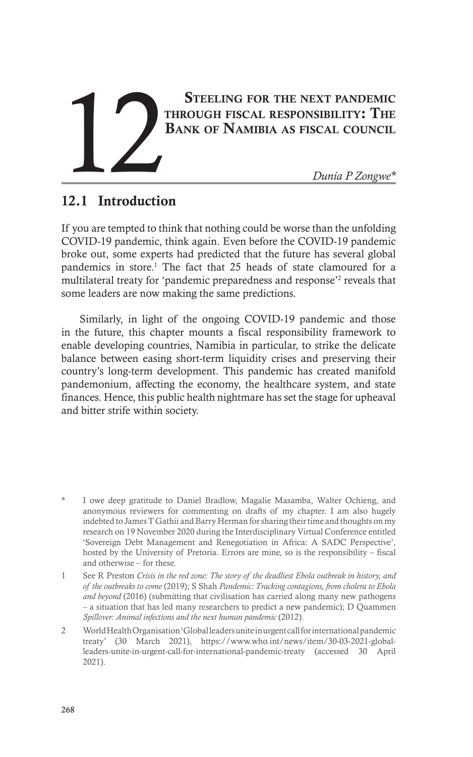# 12 Steeling for the next pandemic through fiscal responsibility: The Bank of Namibia as fiscal council

*Dunia P Zongwe\**

## 12.1 Introduction

If you are tempted to think that nothing could be worse than the unfolding COVID-19 pandemic, think again. Even before the COVID-19 pandemic broke out, some experts had predicted that the future has several global pandemics in store.[1] The fact that 25 heads of state clamoured for a multilateral treaty for 'pandemic preparedness and response'[2] reveals that some leaders are now making the same predictions.

Similarly, in light of the ongoing COVID-19 pandemic and those in the future, this chapter mounts a fiscal responsibility framework to enable developing countries, Namibia in particular, to strike the delicate balance between easing short-term liquidity crises and preserving their country's long-term development. This pandemic has created manifold pandemonium, affecting the economy, the healthcare system, and state finances. Hence, this public health nightmare has set the stage for upheaval and bitter strife within society.

\* I owe deep gratitude to Daniel Bradlow, Magalie Masamba, Walter Ochieng, and anonymous reviewers for commenting on drafts of my chapter. I am also hugely indebted to James T Gathii and Barry Herman for sharing their time and thoughts on my research on 19 November 2020 during the Interdisciplinary Virtual Conference entitled 'Sovereign Debt Management and Renegotiation in Africa: A SADC Perspective', hosted by the University of Pretoria. Errors are mine, so is the responsibility – fiscal and otherwise – for these.

1 See R Preston *Crisis in the red zone: The story of the deadliest Ebola outbreak in history, and of the outbreaks to come* (2019); S Shah *Pandemic: Tracking contagions, from cholera to Ebola and beyond* (2016) (submitting that civilisation has carried along many new pathogens – a situation that has led many researchers to predict a new pandemic); D Quammen *Spillover: Animal infections and the next human pandemic* (2012).

2 World Health Organisation 'Global leaders unite in urgent call for international pandemic treaty' (30 March 2021), https://www.who.int/news/item/30-03-2021-global-leaders-unite-in-urgent-call-for-international-pandemic-treaty (accessed 30 April 2021).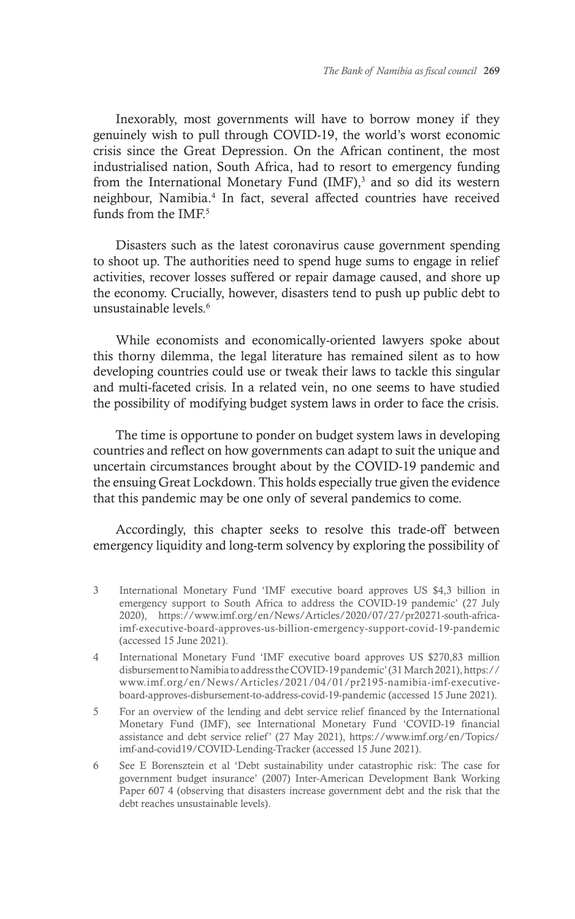Inexorably, most governments will have to borrow money if they genuinely wish to pull through COVID-19, the world's worst economic crisis since the Great Depression. On the African continent, the most industrialised nation, South Africa, had to resort to emergency funding from the International Monetary Fund (IMF),[3] and so did its western neighbour, Namibia.[4] In fact, several affected countries have received funds from the IMF.[5]

Disasters such as the latest coronavirus cause government spending to shoot up. The authorities need to spend huge sums to engage in relief activities, recover losses suffered or repair damage caused, and shore up the economy. Crucially, however, disasters tend to push up public debt to unsustainable levels.[6]

While economists and economically-oriented lawyers spoke about this thorny dilemma, the legal literature has remained silent as to how developing countries could use or tweak their laws to tackle this singular and multi-faceted crisis. In a related vein, no one seems to have studied the possibility of modifying budget system laws in order to face the crisis.

The time is opportune to ponder on budget system laws in developing countries and reflect on how governments can adapt to suit the unique and uncertain circumstances brought about by the COVID-19 pandemic and the ensuing Great Lockdown. This holds especially true given the evidence that this pandemic may be one only of several pandemics to come.

Accordingly, this chapter seeks to resolve this trade-off between emergency liquidity and long-term solvency by exploring the possibility of

---

3 International Monetary Fund 'IMF executive board approves US $4,3 billion in emergency support to South Africa to address the COVID-19 pandemic' (27 July 2020), https://www.imf.org/en/News/Articles/2020/07/27/pr20271-south-africa-imf-executive-board-approves-us-billion-emergency-support-covid-19-pandemic (accessed 15 June 2021).

4 International Monetary Fund 'IMF executive board approves US $270,83 million disbursement to Namibia to address the COVID-19 pandemic' (31 March 2021), https://www.imf.org/en/News/Articles/2021/04/01/pr2195-namibia-imf-executive-board-approves-disbursement-to-address-covid-19-pandemic (accessed 15 June 2021).

5 For an overview of the lending and debt service relief financed by the International Monetary Fund (IMF), see International Monetary Fund 'COVID-19 financial assistance and debt service relief' (27 May 2021), https://www.imf.org/en/Topics/imf-and-covid19/COVID-Lending-Tracker (accessed 15 June 2021).

6 See E Borensztein et al 'Debt sustainability under catastrophic risk: The case for government budget insurance' (2007) Inter-American Development Bank Working Paper 607 4 (observing that disasters increase government debt and the risk that the debt reaches unsustainable levels).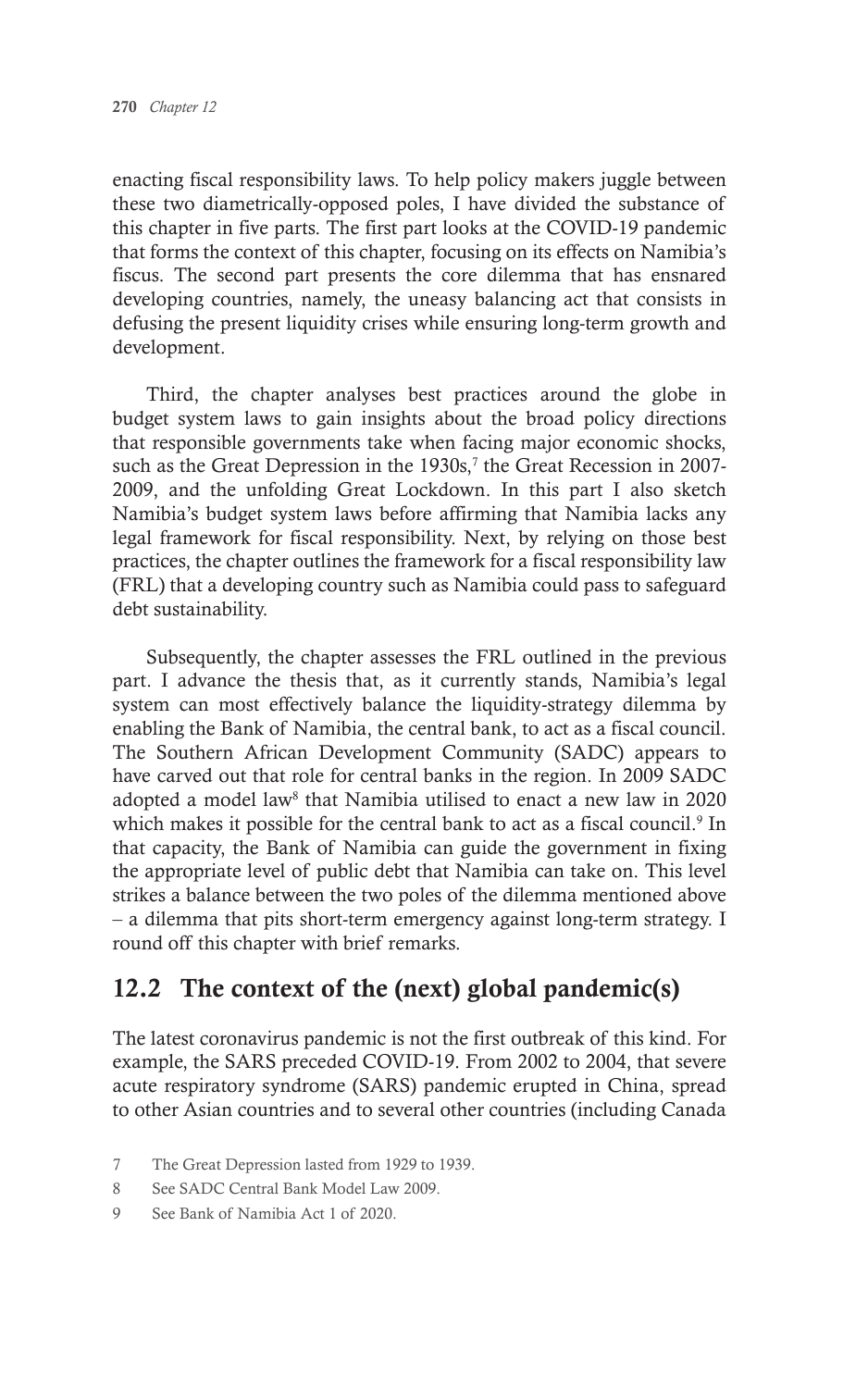enacting fiscal responsibility laws. To help policy makers juggle between these two diametrically-opposed poles, I have divided the substance of this chapter in five parts. The first part looks at the COVID-19 pandemic that forms the context of this chapter, focusing on its effects on Namibia's fiscus. The second part presents the core dilemma that has ensnared developing countries, namely, the uneasy balancing act that consists in defusing the present liquidity crises while ensuring long-term growth and development.

Third, the chapter analyses best practices around the globe in budget system laws to gain insights about the broad policy directions that responsible governments take when facing major economic shocks, such as the Great Depression in the 1930s,[7] the Great Recession in 2007-2009, and the unfolding Great Lockdown. In this part I also sketch Namibia's budget system laws before affirming that Namibia lacks any legal framework for fiscal responsibility. Next, by relying on those best practices, the chapter outlines the framework for a fiscal responsibility law (FRL) that a developing country such as Namibia could pass to safeguard debt sustainability.

Subsequently, the chapter assesses the FRL outlined in the previous part. I advance the thesis that, as it currently stands, Namibia's legal system can most effectively balance the liquidity-strategy dilemma by enabling the Bank of Namibia, the central bank, to act as a fiscal council. The Southern African Development Community (SADC) appears to have carved out that role for central banks in the region. In 2009 SADC adopted a model law[8] that Namibia utilised to enact a new law in 2020 which makes it possible for the central bank to act as a fiscal council.[9] In that capacity, the Bank of Namibia can guide the government in fixing the appropriate level of public debt that Namibia can take on. This level strikes a balance between the two poles of the dilemma mentioned above – a dilemma that pits short-term emergency against long-term strategy. I round off this chapter with brief remarks.

## 12.2 The context of the (next) global pandemic(s)

The latest coronavirus pandemic is not the first outbreak of this kind. For example, the SARS preceded COVID-19. From 2002 to 2004, that severe acute respiratory syndrome (SARS) pandemic erupted in China, spread to other Asian countries and to several other countries (including Canada

7 The Great Depression lasted from 1929 to 1939.

8 See SADC Central Bank Model Law 2009.

9 See Bank of Namibia Act 1 of 2020.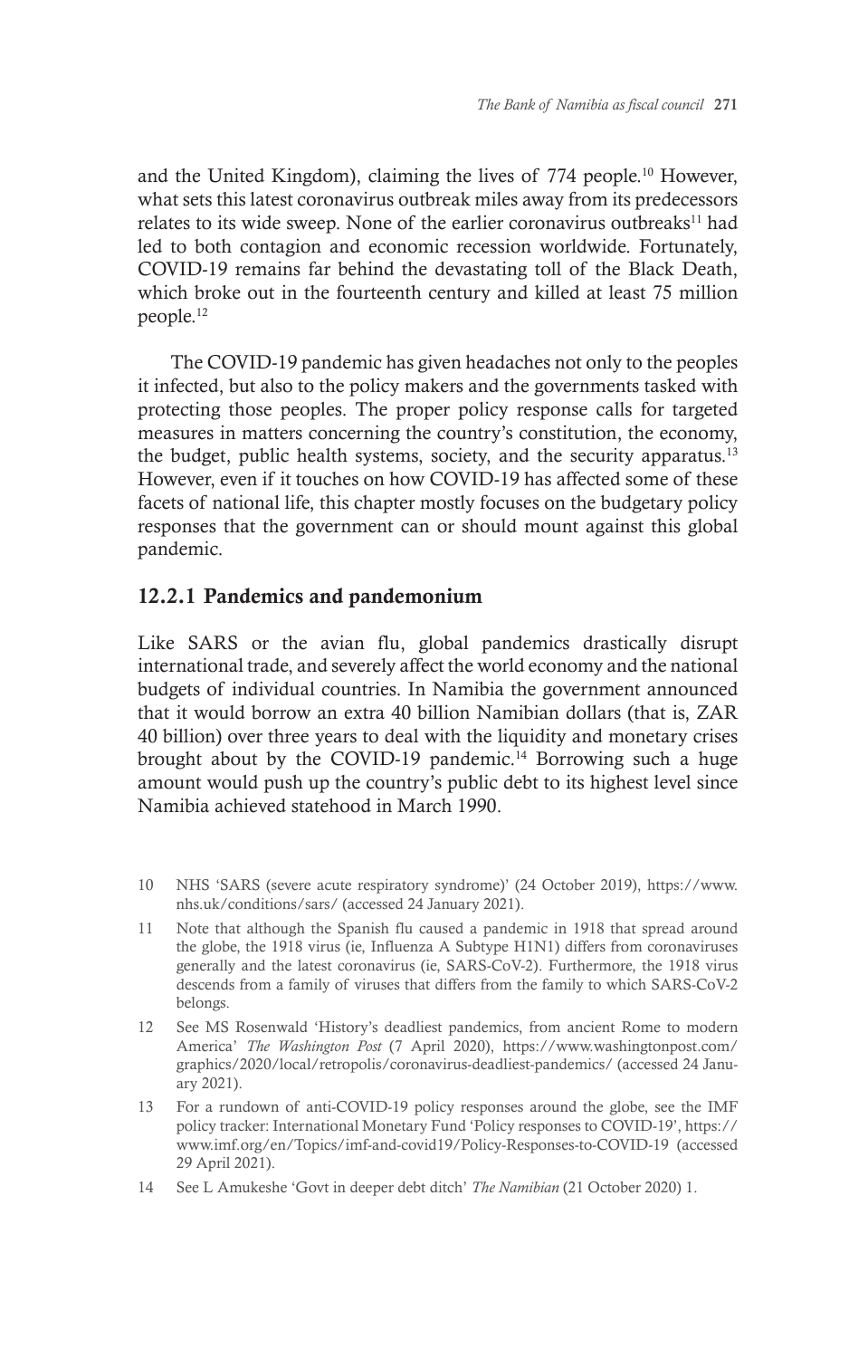and the United Kingdom), claiming the lives of 774 people.[10] However, what sets this latest coronavirus outbreak miles away from its predecessors relates to its wide sweep. None of the earlier coronavirus outbreaks[11] had led to both contagion and economic recession worldwide. Fortunately, COVID-19 remains far behind the devastating toll of the Black Death, which broke out in the fourteenth century and killed at least 75 million people.[12]

The COVID-19 pandemic has given headaches not only to the peoples it infected, but also to the policy makers and the governments tasked with protecting those peoples. The proper policy response calls for targeted measures in matters concerning the country's constitution, the economy, the budget, public health systems, society, and the security apparatus.[13] However, even if it touches on how COVID-19 has affected some of these facets of national life, this chapter mostly focuses on the budgetary policy responses that the government can or should mount against this global pandemic.

### 12.2.1 Pandemics and pandemonium

Like SARS or the avian flu, global pandemics drastically disrupt international trade, and severely affect the world economy and the national budgets of individual countries. In Namibia the government announced that it would borrow an extra 40 billion Namibian dollars (that is, ZAR 40 billion) over three years to deal with the liquidity and monetary crises brought about by the COVID-19 pandemic.[14] Borrowing such a huge amount would push up the country's public debt to its highest level since Namibia achieved statehood in March 1990.

10 NHS 'SARS (severe acute respiratory syndrome)' (24 October 2019), https://www.nhs.uk/conditions/sars/ (accessed 24 January 2021).

11 Note that although the Spanish flu caused a pandemic in 1918 that spread around the globe, the 1918 virus (ie, Influenza A Subtype H1N1) differs from coronaviruses generally and the latest coronavirus (ie, SARS-CoV-2). Furthermore, the 1918 virus descends from a family of viruses that differs from the family to which SARS-CoV-2 belongs.

12 See MS Rosenwald 'History's deadliest pandemics, from ancient Rome to modern America' *The Washington Post* (7 April 2020), https://www.washingtonpost.com/graphics/2020/local/retropolis/coronavirus-deadliest-pandemics/ (accessed 24 January 2021).

13 For a rundown of anti-COVID-19 policy responses around the globe, see the IMF policy tracker: International Monetary Fund 'Policy responses to COVID-19', https://www.imf.org/en/Topics/imf-and-covid19/Policy-Responses-to-COVID-19 (accessed 29 April 2021).

14 See L Amukeshe 'Govt in deeper debt ditch' *The Namibian* (21 October 2020) 1.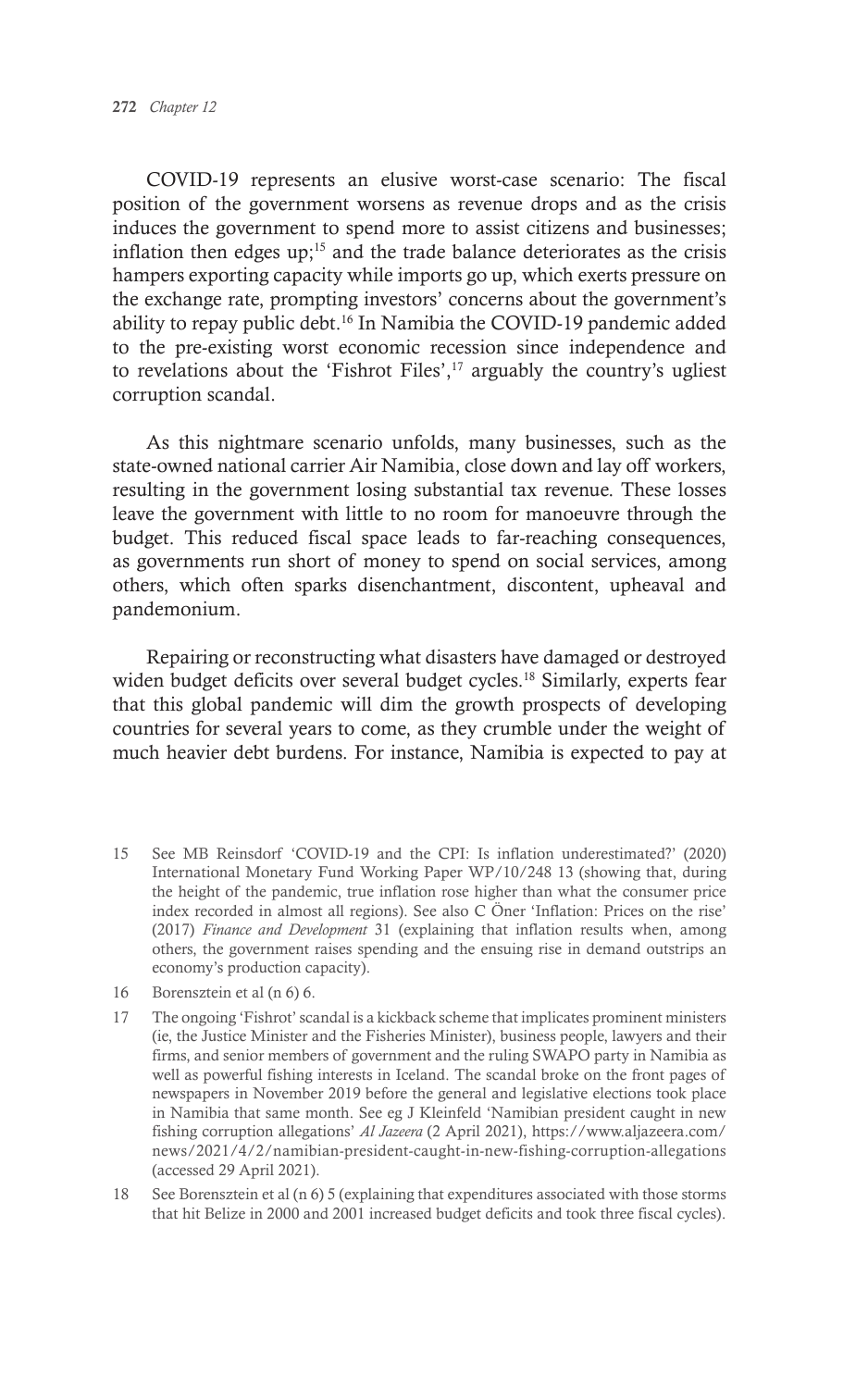COVID-19 represents an elusive worst-case scenario: The fiscal position of the government worsens as revenue drops and as the crisis induces the government to spend more to assist citizens and businesses; inflation then edges up;[15] and the trade balance deteriorates as the crisis hampers exporting capacity while imports go up, which exerts pressure on the exchange rate, prompting investors' concerns about the government's ability to repay public debt.[16] In Namibia the COVID-19 pandemic added to the pre-existing worst economic recession since independence and to revelations about the 'Fishrot Files',[17] arguably the country's ugliest corruption scandal.

As this nightmare scenario unfolds, many businesses, such as the state-owned national carrier Air Namibia, close down and lay off workers, resulting in the government losing substantial tax revenue. These losses leave the government with little to no room for manoeuvre through the budget. This reduced fiscal space leads to far-reaching consequences, as governments run short of money to spend on social services, among others, which often sparks disenchantment, discontent, upheaval and pandemonium.

Repairing or reconstructing what disasters have damaged or destroyed widen budget deficits over several budget cycles.[18] Similarly, experts fear that this global pandemic will dim the growth prospects of developing countries for several years to come, as they crumble under the weight of much heavier debt burdens. For instance, Namibia is expected to pay at

---

15 See MB Reinsdorf 'COVID-19 and the CPI: Is inflation underestimated?' (2020) International Monetary Fund Working Paper WP/10/248 13 (showing that, during the height of the pandemic, true inflation rose higher than what the consumer price index recorded in almost all regions). See also C Öner 'Inflation: Prices on the rise' (2017) *Finance and Development* 31 (explaining that inflation results when, among others, the government raises spending and the ensuing rise in demand outstrips an economy's production capacity).

16 Borensztein et al (n 6) 6.

17 The ongoing 'Fishrot' scandal is a kickback scheme that implicates prominent ministers (ie, the Justice Minister and the Fisheries Minister), business people, lawyers and their firms, and senior members of government and the ruling SWAPO party in Namibia as well as powerful fishing interests in Iceland. The scandal broke on the front pages of newspapers in November 2019 before the general and legislative elections took place in Namibia that same month. See eg J Kleinfeld 'Namibian president caught in new fishing corruption allegations' *Al Jazeera* (2 April 2021), https://www.aljazeera.com/news/2021/4/2/namibian-president-caught-in-new-fishing-corruption-allegations (accessed 29 April 2021).

18 See Borensztein et al (n 6) 5 (explaining that expenditures associated with those storms that hit Belize in 2000 and 2001 increased budget deficits and took three fiscal cycles).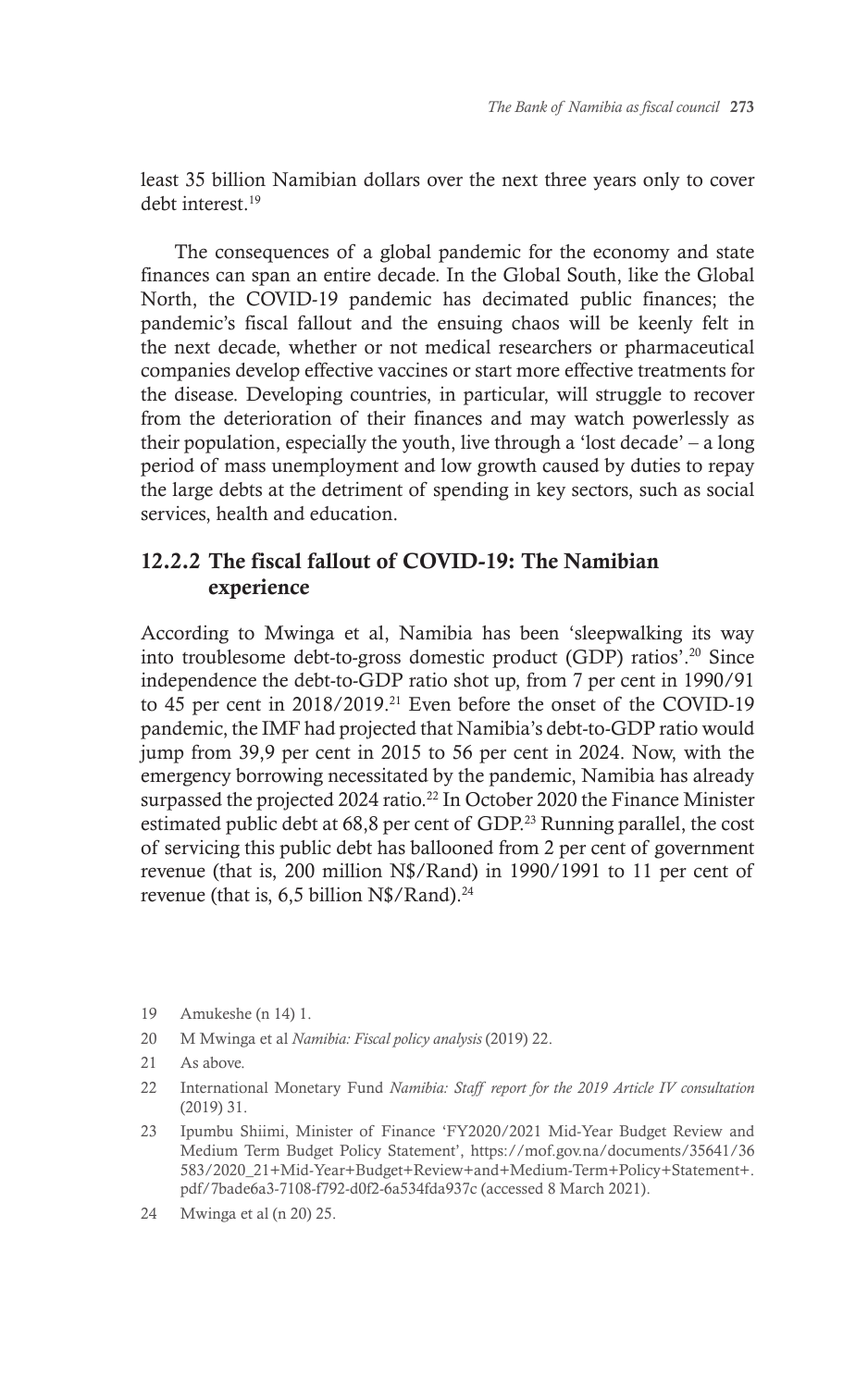least 35 billion Namibian dollars over the next three years only to cover debt interest.[19]

The consequences of a global pandemic for the economy and state finances can span an entire decade. In the Global South, like the Global North, the COVID-19 pandemic has decimated public finances; the pandemic's fiscal fallout and the ensuing chaos will be keenly felt in the next decade, whether or not medical researchers or pharmaceutical companies develop effective vaccines or start more effective treatments for the disease. Developing countries, in particular, will struggle to recover from the deterioration of their finances and may watch powerlessly as their population, especially the youth, live through a 'lost decade' – a long period of mass unemployment and low growth caused by duties to repay the large debts at the detriment of spending in key sectors, such as social services, health and education.

### 12.2.2 The fiscal fallout of COVID-19: The Namibian experience

According to Mwinga et al, Namibia has been 'sleepwalking its way into troublesome debt-to-gross domestic product (GDP) ratios'.[20] Since independence the debt-to-GDP ratio shot up, from 7 per cent in 1990/91 to 45 per cent in 2018/2019.[21] Even before the onset of the COVID-19 pandemic, the IMF had projected that Namibia's debt-to-GDP ratio would jump from 39,9 per cent in 2015 to 56 per cent in 2024. Now, with the emergency borrowing necessitated by the pandemic, Namibia has already surpassed the projected 2024 ratio.[22] In October 2020 the Finance Minister estimated public debt at 68,8 per cent of GDP.[23] Running parallel, the cost of servicing this public debt has ballooned from 2 per cent of government revenue (that is, 200 million N$/Rand) in 1990/1991 to 11 per cent of revenue (that is, 6,5 billion N$/Rand).[24]

---

19 Amukeshe (n 14) 1.

20 M Mwinga et al *Namibia: Fiscal policy analysis* (2019) 22.

21 As above.

22 International Monetary Fund *Namibia: Staff report for the 2019 Article IV consultation* (2019) 31.

23 Ipumbu Shiimi, Minister of Finance 'FY2020/2021 Mid-Year Budget Review and Medium Term Budget Policy Statement', https://mof.gov.na/documents/35641/36583/2020_21+Mid-Year+Budget+Review+and+Medium-Term+Policy+Statement+.pdf/7bade6a3-7108-f792-d0f2-6a534fda937c (accessed 8 March 2021).

24 Mwinga et al (n 20) 25.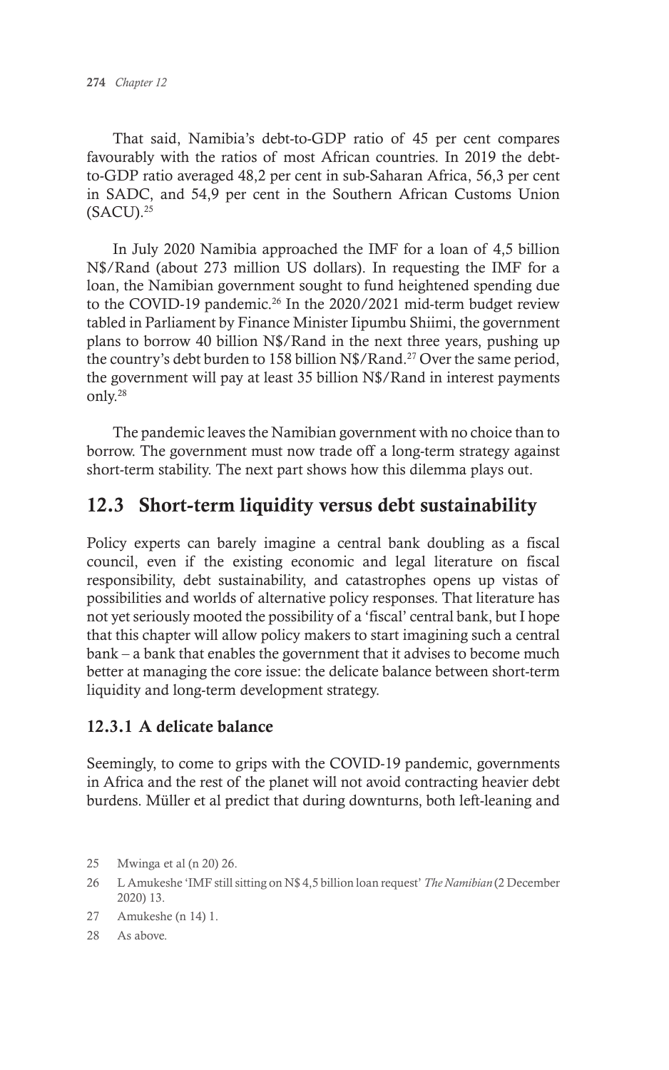That said, Namibia's debt-to-GDP ratio of 45 per cent compares favourably with the ratios of most African countries. In 2019 the debt-to-GDP ratio averaged 48,2 per cent in sub-Saharan Africa, 56,3 per cent in SADC, and 54,9 per cent in the Southern African Customs Union (SACU).[25]

In July 2020 Namibia approached the IMF for a loan of 4,5 billion N$/Rand (about 273 million US dollars). In requesting the IMF for a loan, the Namibian government sought to fund heightened spending due to the COVID-19 pandemic.[26] In the 2020/2021 mid-term budget review tabled in Parliament by Finance Minister Iipumbu Shiimi, the government plans to borrow 40 billion N$/Rand in the next three years, pushing up the country's debt burden to 158 billion N$/Rand.[27] Over the same period, the government will pay at least 35 billion N$/Rand in interest payments only.[28]

The pandemic leaves the Namibian government with no choice than to borrow. The government must now trade off a long-term strategy against short-term stability. The next part shows how this dilemma plays out.

## 12.3 Short-term liquidity versus debt sustainability

Policy experts can barely imagine a central bank doubling as a fiscal council, even if the existing economic and legal literature on fiscal responsibility, debt sustainability, and catastrophes opens up vistas of possibilities and worlds of alternative policy responses. That literature has not yet seriously mooted the possibility of a 'fiscal' central bank, but I hope that this chapter will allow policy makers to start imagining such a central bank – a bank that enables the government that it advises to become much better at managing the core issue: the delicate balance between short-term liquidity and long-term development strategy.

### 12.3.1 A delicate balance

Seemingly, to come to grips with the COVID-19 pandemic, governments in Africa and the rest of the planet will not avoid contracting heavier debt burdens. Müller et al predict that during downturns, both left-leaning and

---

25 Mwinga et al (n 20) 26.

26 L Amukeshe 'IMF still sitting on N$ 4,5 billion loan request' *The Namibian* (2 December 2020) 13.

27 Amukeshe (n 14) 1.

28 As above.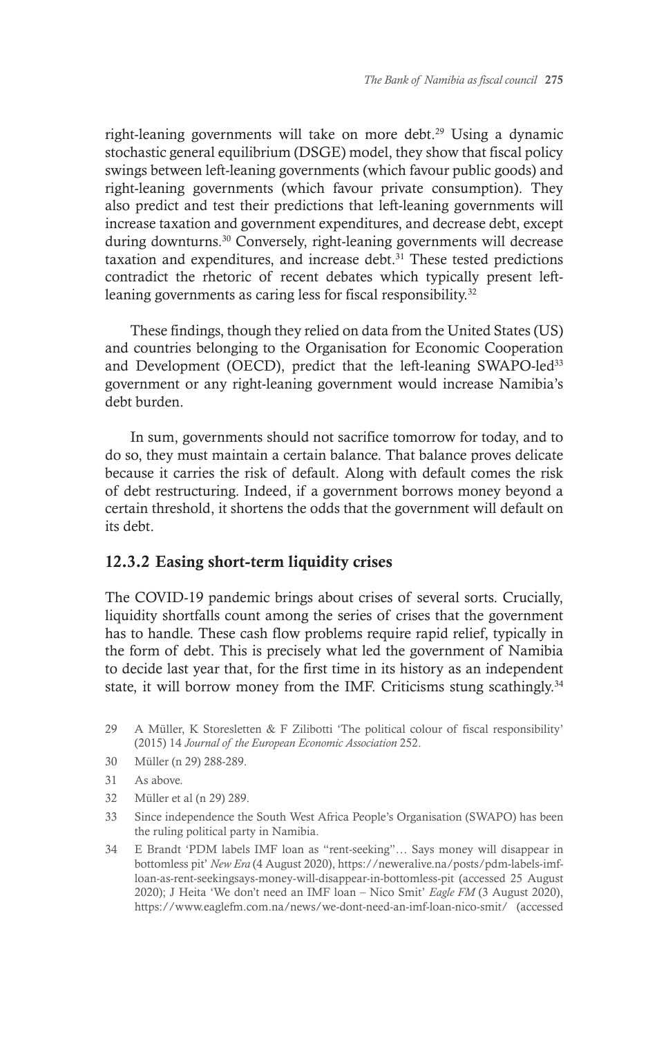right-leaning governments will take on more debt.[29] Using a dynamic stochastic general equilibrium (DSGE) model, they show that fiscal policy swings between left-leaning governments (which favour public goods) and right-leaning governments (which favour private consumption). They also predict and test their predictions that left-leaning governments will increase taxation and government expenditures, and decrease debt, except during downturns.[30] Conversely, right-leaning governments will decrease taxation and expenditures, and increase debt.[31] These tested predictions contradict the rhetoric of recent debates which typically present left-leaning governments as caring less for fiscal responsibility.[32]

These findings, though they relied on data from the United States (US) and countries belonging to the Organisation for Economic Cooperation and Development (OECD), predict that the left-leaning SWAPO-led[33] government or any right-leaning government would increase Namibia's debt burden.

In sum, governments should not sacrifice tomorrow for today, and to do so, they must maintain a certain balance. That balance proves delicate because it carries the risk of default. Along with default comes the risk of debt restructuring. Indeed, if a government borrows money beyond a certain threshold, it shortens the odds that the government will default on its debt.

## 12.3.2 Easing short-term liquidity crises

The COVID-19 pandemic brings about crises of several sorts. Crucially, liquidity shortfalls count among the series of crises that the government has to handle. These cash flow problems require rapid relief, typically in the form of debt. This is precisely what led the government of Namibia to decide last year that, for the first time in its history as an independent state, it will borrow money from the IMF. Criticisms stung scathingly.[34]

29 A Müller, K Storesletten & F Zilibotti 'The political colour of fiscal responsibility' (2015) 14 *Journal of the European Economic Association* 252.

30 Müller (n 29) 288-289.

31 As above.

32 Müller et al (n 29) 289.

33 Since independence the South West Africa People's Organisation (SWAPO) has been the ruling political party in Namibia.

34 E Brandt 'PDM labels IMF loan as "rent-seeking"… Says money will disappear in bottomless pit' *New Era* (4 August 2020), https://neweralive.na/posts/pdm-labels-imf-loan-as-rent-seekingsays-money-will-disappear-in-bottomless-pit (accessed 25 August 2020); J Heita 'We don't need an IMF loan – Nico Smit' *Eagle FM* (3 August 2020), https://www.eaglefm.com.na/news/we-dont-need-an-imf-loan-nico-smit/ (accessed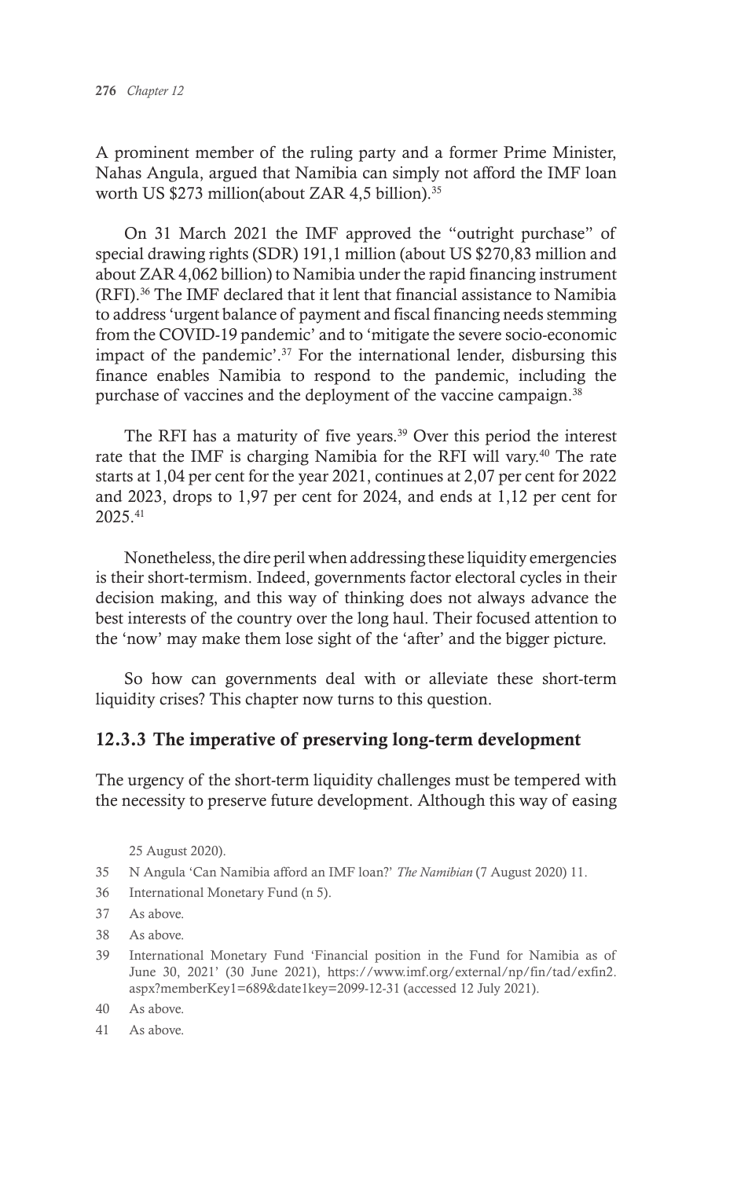A prominent member of the ruling party and a former Prime Minister, Nahas Angula, argued that Namibia can simply not afford the IMF loan worth US $273 million(about ZAR 4,5 billion).[35]

On 31 March 2021 the IMF approved the "outright purchase" of special drawing rights (SDR) 191,1 million (about US $270,83 million and about ZAR 4,062 billion) to Namibia under the rapid financing instrument (RFI).[36] The IMF declared that it lent that financial assistance to Namibia to address 'urgent balance of payment and fiscal financing needs stemming from the COVID-19 pandemic' and to 'mitigate the severe socio-economic impact of the pandemic'.[37] For the international lender, disbursing this finance enables Namibia to respond to the pandemic, including the purchase of vaccines and the deployment of the vaccine campaign.[38]

The RFI has a maturity of five years.[39] Over this period the interest rate that the IMF is charging Namibia for the RFI will vary.[40] The rate starts at 1,04 per cent for the year 2021, continues at 2,07 per cent for 2022 and 2023, drops to 1,97 per cent for 2024, and ends at 1,12 per cent for 2025.[41]

Nonetheless, the dire peril when addressing these liquidity emergencies is their short-termism. Indeed, governments factor electoral cycles in their decision making, and this way of thinking does not always advance the best interests of the country over the long haul. Their focused attention to the 'now' may make them lose sight of the 'after' and the bigger picture.

So how can governments deal with or alleviate these short-term liquidity crises? This chapter now turns to this question.

### 12.3.3 The imperative of preserving long-term development

The urgency of the short-term liquidity challenges must be tempered with the necessity to preserve future development. Although this way of easing

25 August 2020).

35 N Angula 'Can Namibia afford an IMF loan?' *The Namibian* (7 August 2020) 11.

36 International Monetary Fund (n 5).

37 As above.

38 As above.

39 International Monetary Fund 'Financial position in the Fund for Namibia as of June 30, 2021' (30 June 2021), https://www.imf.org/external/np/fin/tad/exfin2.aspx?memberKey1=689&date1key=2099-12-31 (accessed 12 July 2021).

40 As above.

41 As above.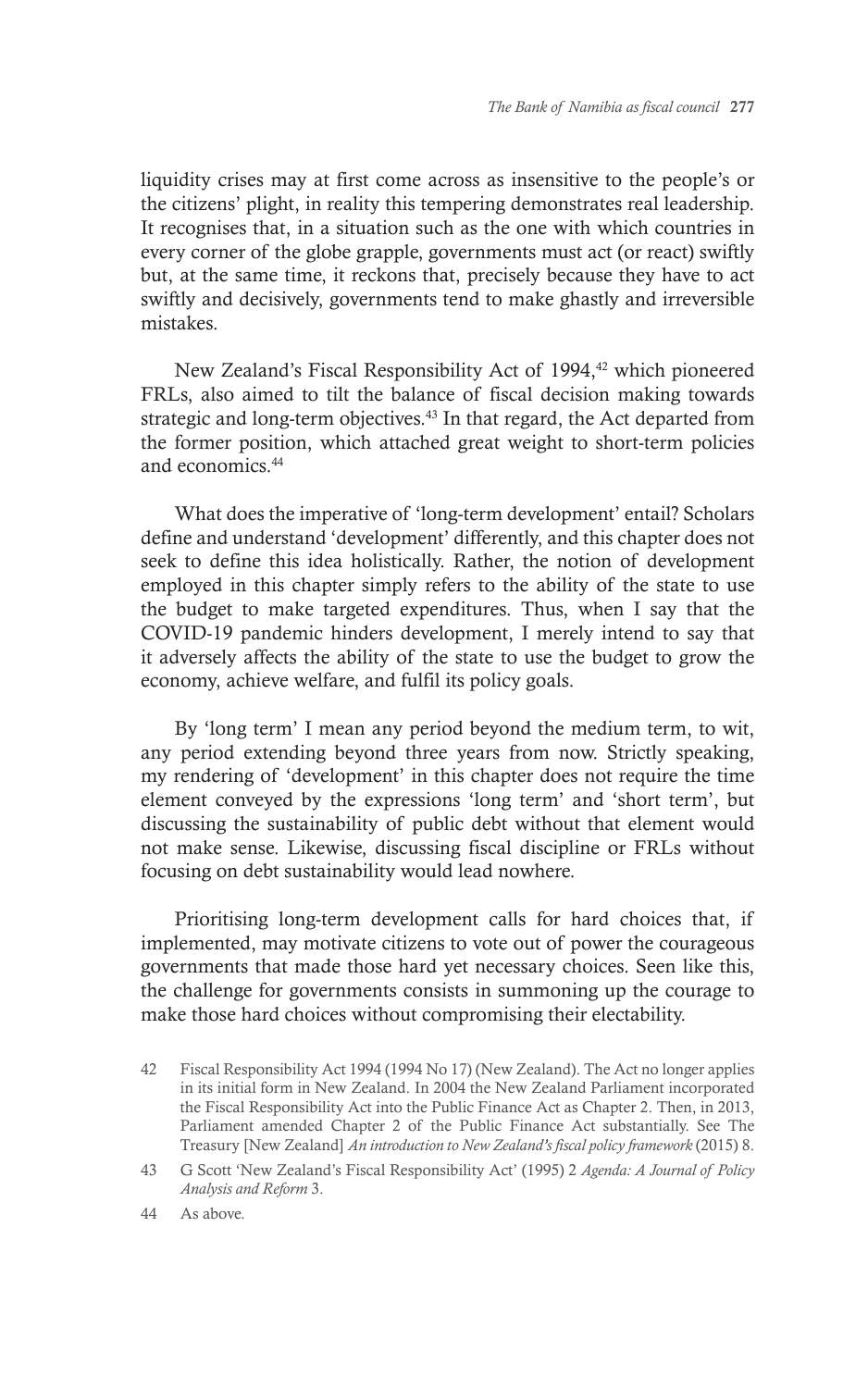liquidity crises may at first come across as insensitive to the people's or the citizens' plight, in reality this tempering demonstrates real leadership. It recognises that, in a situation such as the one with which countries in every corner of the globe grapple, governments must act (or react) swiftly but, at the same time, it reckons that, precisely because they have to act swiftly and decisively, governments tend to make ghastly and irreversible mistakes.

New Zealand's Fiscal Responsibility Act of 1994,[42] which pioneered FRLs, also aimed to tilt the balance of fiscal decision making towards strategic and long-term objectives.[43] In that regard, the Act departed from the former position, which attached great weight to short-term policies and economics.[44]

What does the imperative of 'long-term development' entail? Scholars define and understand 'development' differently, and this chapter does not seek to define this idea holistically. Rather, the notion of development employed in this chapter simply refers to the ability of the state to use the budget to make targeted expenditures. Thus, when I say that the COVID-19 pandemic hinders development, I merely intend to say that it adversely affects the ability of the state to use the budget to grow the economy, achieve welfare, and fulfil its policy goals.

By 'long term' I mean any period beyond the medium term, to wit, any period extending beyond three years from now. Strictly speaking, my rendering of 'development' in this chapter does not require the time element conveyed by the expressions 'long term' and 'short term', but discussing the sustainability of public debt without that element would not make sense. Likewise, discussing fiscal discipline or FRLs without focusing on debt sustainability would lead nowhere.

Prioritising long-term development calls for hard choices that, if implemented, may motivate citizens to vote out of power the courageous governments that made those hard yet necessary choices. Seen like this, the challenge for governments consists in summoning up the courage to make those hard choices without compromising their electability.

42 Fiscal Responsibility Act 1994 (1994 No 17) (New Zealand). The Act no longer applies in its initial form in New Zealand. In 2004 the New Zealand Parliament incorporated the Fiscal Responsibility Act into the Public Finance Act as Chapter 2. Then, in 2013, Parliament amended Chapter 2 of the Public Finance Act substantially. See The Treasury [New Zealand] *An introduction to New Zealand's fiscal policy framework* (2015) 8.

43 G Scott 'New Zealand's Fiscal Responsibility Act' (1995) 2 *Agenda: A Journal of Policy Analysis and Reform* 3.

44 As above.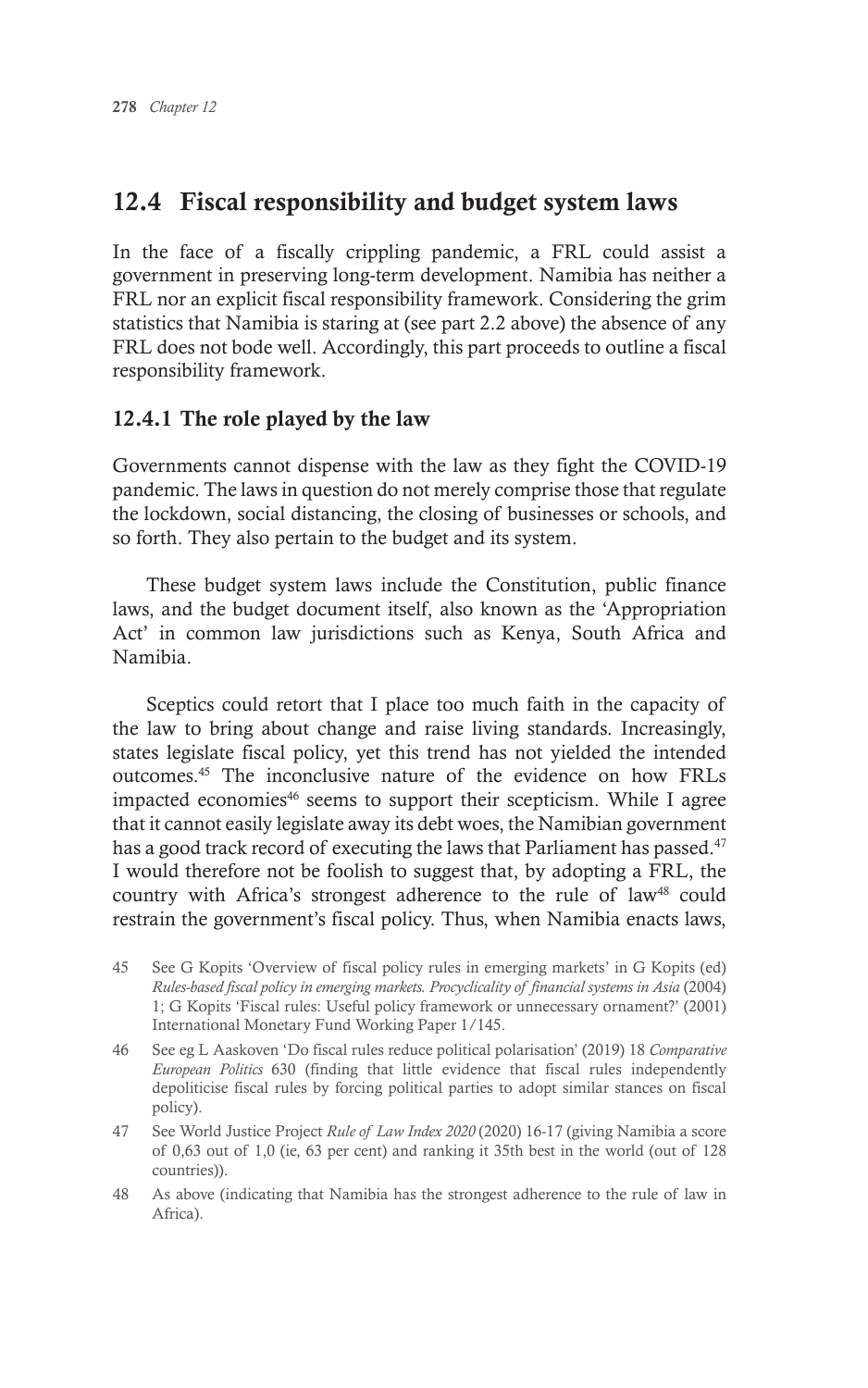## 12.4 Fiscal responsibility and budget system laws

In the face of a fiscally crippling pandemic, a FRL could assist a government in preserving long-term development. Namibia has neither a FRL nor an explicit fiscal responsibility framework. Considering the grim statistics that Namibia is staring at (see part 2.2 above) the absence of any FRL does not bode well. Accordingly, this part proceeds to outline a fiscal responsibility framework.

### 12.4.1 The role played by the law

Governments cannot dispense with the law as they fight the COVID-19 pandemic. The laws in question do not merely comprise those that regulate the lockdown, social distancing, the closing of businesses or schools, and so forth. They also pertain to the budget and its system.

These budget system laws include the Constitution, public finance laws, and the budget document itself, also known as the 'Appropriation Act' in common law jurisdictions such as Kenya, South Africa and Namibia.

Sceptics could retort that I place too much faith in the capacity of the law to bring about change and raise living standards. Increasingly, states legislate fiscal policy, yet this trend has not yielded the intended outcomes.[45] The inconclusive nature of the evidence on how FRLs impacted economies[46] seems to support their scepticism. While I agree that it cannot easily legislate away its debt woes, the Namibian government has a good track record of executing the laws that Parliament has passed.[47] I would therefore not be foolish to suggest that, by adopting a FRL, the country with Africa's strongest adherence to the rule of law[48] could restrain the government's fiscal policy. Thus, when Namibia enacts laws,

45 See G Kopits 'Overview of fiscal policy rules in emerging markets' in G Kopits (ed) *Rules-based fiscal policy in emerging markets. Procyclicality of financial systems in Asia* (2004) 1; G Kopits 'Fiscal rules: Useful policy framework or unnecessary ornament?' (2001) International Monetary Fund Working Paper 1/145.

46 See eg L Aaskoven 'Do fiscal rules reduce political polarisation' (2019) 18 *Comparative European Politics* 630 (finding that little evidence that fiscal rules independently depoliticise fiscal rules by forcing political parties to adopt similar stances on fiscal policy).

47 See World Justice Project *Rule of Law Index 2020* (2020) 16-17 (giving Namibia a score of 0,63 out of 1,0 (ie, 63 per cent) and ranking it 35th best in the world (out of 128 countries)).

48 As above (indicating that Namibia has the strongest adherence to the rule of law in Africa).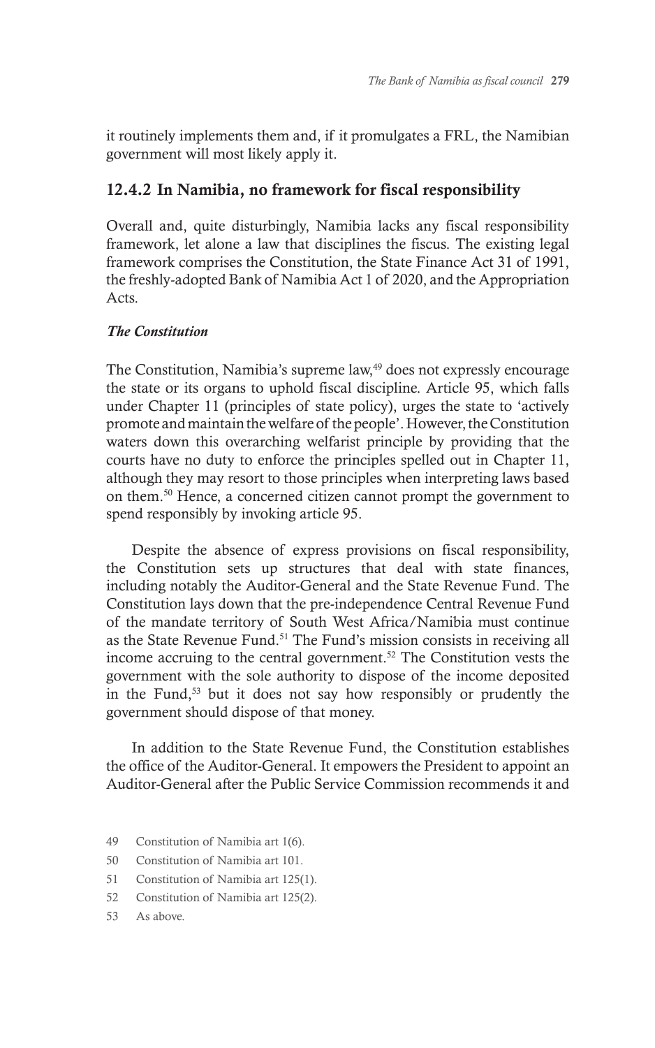it routinely implements them and, if it promulgates a FRL, the Namibian government will most likely apply it.

### 12.4.2 In Namibia, no framework for fiscal responsibility

Overall and, quite disturbingly, Namibia lacks any fiscal responsibility framework, let alone a law that disciplines the fiscus. The existing legal framework comprises the Constitution, the State Finance Act 31 of 1991, the freshly-adopted Bank of Namibia Act 1 of 2020, and the Appropriation Acts.

#### *The Constitution*

The Constitution, Namibia's supreme law,[49] does not expressly encourage the state or its organs to uphold fiscal discipline. Article 95, which falls under Chapter 11 (principles of state policy), urges the state to 'actively promote and maintain the welfare of the people'. However, the Constitution waters down this overarching welfarist principle by providing that the courts have no duty to enforce the principles spelled out in Chapter 11, although they may resort to those principles when interpreting laws based on them.[50] Hence, a concerned citizen cannot prompt the government to spend responsibly by invoking article 95.

Despite the absence of express provisions on fiscal responsibility, the Constitution sets up structures that deal with state finances, including notably the Auditor-General and the State Revenue Fund. The Constitution lays down that the pre-independence Central Revenue Fund of the mandate territory of South West Africa/Namibia must continue as the State Revenue Fund.[51] The Fund's mission consists in receiving all income accruing to the central government.[52] The Constitution vests the government with the sole authority to dispose of the income deposited in the Fund,[53] but it does not say how responsibly or prudently the government should dispose of that money.

In addition to the State Revenue Fund, the Constitution establishes the office of the Auditor-General. It empowers the President to appoint an Auditor-General after the Public Service Commission recommends it and

49 Constitution of Namibia art 1(6).

50 Constitution of Namibia art 101.

51 Constitution of Namibia art 125(1).

52 Constitution of Namibia art 125(2).

53 As above.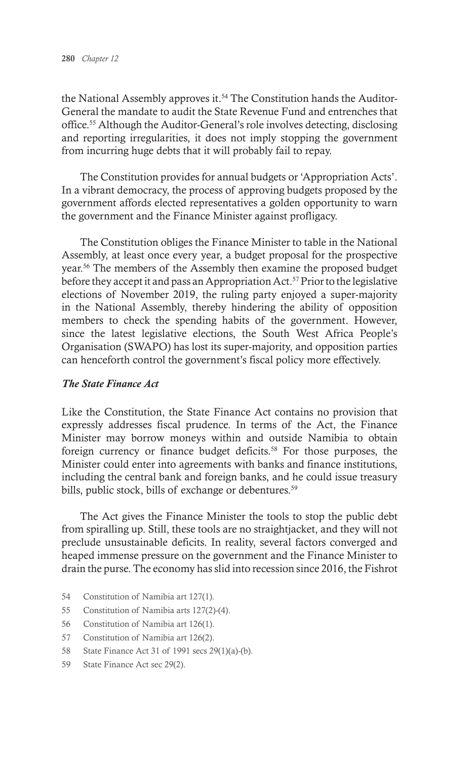the National Assembly approves it.[54] The Constitution hands the Auditor-General the mandate to audit the State Revenue Fund and entrenches that office.[55] Although the Auditor-General's role involves detecting, disclosing and reporting irregularities, it does not imply stopping the government from incurring huge debts that it will probably fail to repay.

The Constitution provides for annual budgets or 'Appropriation Acts'. In a vibrant democracy, the process of approving budgets proposed by the government affords elected representatives a golden opportunity to warn the government and the Finance Minister against profligacy.

The Constitution obliges the Finance Minister to table in the National Assembly, at least once every year, a budget proposal for the prospective year.[56] The members of the Assembly then examine the proposed budget before they accept it and pass an Appropriation Act.[57] Prior to the legislative elections of November 2019, the ruling party enjoyed a super-majority in the National Assembly, thereby hindering the ability of opposition members to check the spending habits of the government. However, since the latest legislative elections, the South West Africa People's Organisation (SWAPO) has lost its super-majority, and opposition parties can henceforth control the government's fiscal policy more effectively.

### *The State Finance Act*

Like the Constitution, the State Finance Act contains no provision that expressly addresses fiscal prudence. In terms of the Act, the Finance Minister may borrow moneys within and outside Namibia to obtain foreign currency or finance budget deficits.[58] For those purposes, the Minister could enter into agreements with banks and finance institutions, including the central bank and foreign banks, and he could issue treasury bills, public stock, bills of exchange or debentures.[59]

The Act gives the Finance Minister the tools to stop the public debt from spiralling up. Still, these tools are no straightjacket, and they will not preclude unsustainable deficits. In reality, several factors converged and heaped immense pressure on the government and the Finance Minister to drain the purse. The economy has slid into recession since 2016, the Fishrot

54 Constitution of Namibia art 127(1).

55 Constitution of Namibia arts 127(2)-(4).

56 Constitution of Namibia art 126(1).

57 Constitution of Namibia art 126(2).

58 State Finance Act 31 of 1991 secs 29(1)(a)-(b).

59 State Finance Act sec 29(2).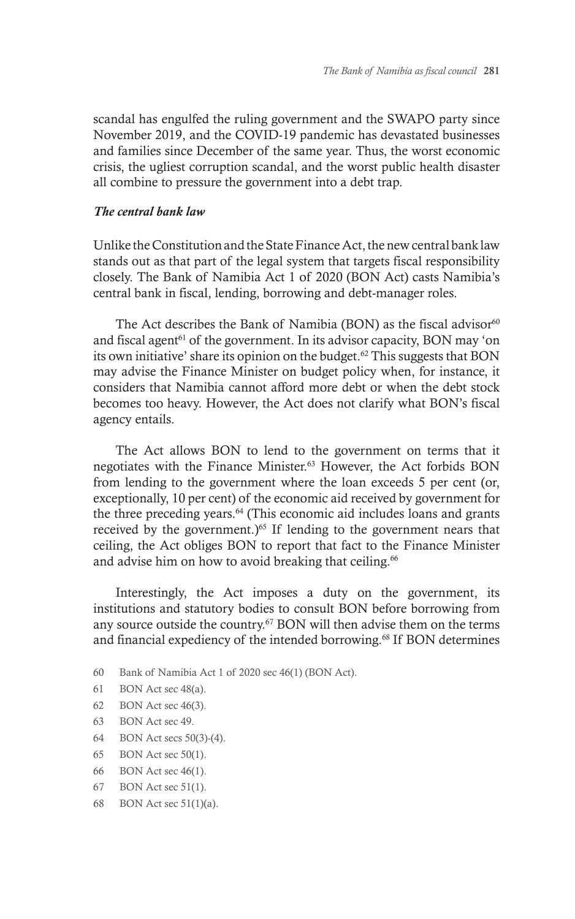scandal has engulfed the ruling government and the SWAPO party since November 2019, and the COVID-19 pandemic has devastated businesses and families since December of the same year. Thus, the worst economic crisis, the ugliest corruption scandal, and the worst public health disaster all combine to pressure the government into a debt trap.

### *The central bank law*

Unlike the Constitution and the State Finance Act, the new central bank law stands out as that part of the legal system that targets fiscal responsibility closely. The Bank of Namibia Act 1 of 2020 (BON Act) casts Namibia's central bank in fiscal, lending, borrowing and debt-manager roles.

The Act describes the Bank of Namibia (BON) as the fiscal advisor[60] and fiscal agent[61] of the government. In its advisor capacity, BON may 'on its own initiative' share its opinion on the budget.[62] This suggests that BON may advise the Finance Minister on budget policy when, for instance, it considers that Namibia cannot afford more debt or when the debt stock becomes too heavy. However, the Act does not clarify what BON's fiscal agency entails.

The Act allows BON to lend to the government on terms that it negotiates with the Finance Minister.[63] However, the Act forbids BON from lending to the government where the loan exceeds 5 per cent (or, exceptionally, 10 per cent) of the economic aid received by government for the three preceding years.[64] (This economic aid includes loans and grants received by the government.)[65] If lending to the government nears that ceiling, the Act obliges BON to report that fact to the Finance Minister and advise him on how to avoid breaking that ceiling.[66]

Interestingly, the Act imposes a duty on the government, its institutions and statutory bodies to consult BON before borrowing from any source outside the country.[67] BON will then advise them on the terms and financial expediency of the intended borrowing.[68] If BON determines

60 Bank of Namibia Act 1 of 2020 sec 46(1) (BON Act).

61 BON Act sec 48(a).

62 BON Act sec 46(3).

63 BON Act sec 49.

64 BON Act secs 50(3)-(4).

65 BON Act sec 50(1).

66 BON Act sec 46(1).

67 BON Act sec 51(1).

68 BON Act sec 51(1)(a).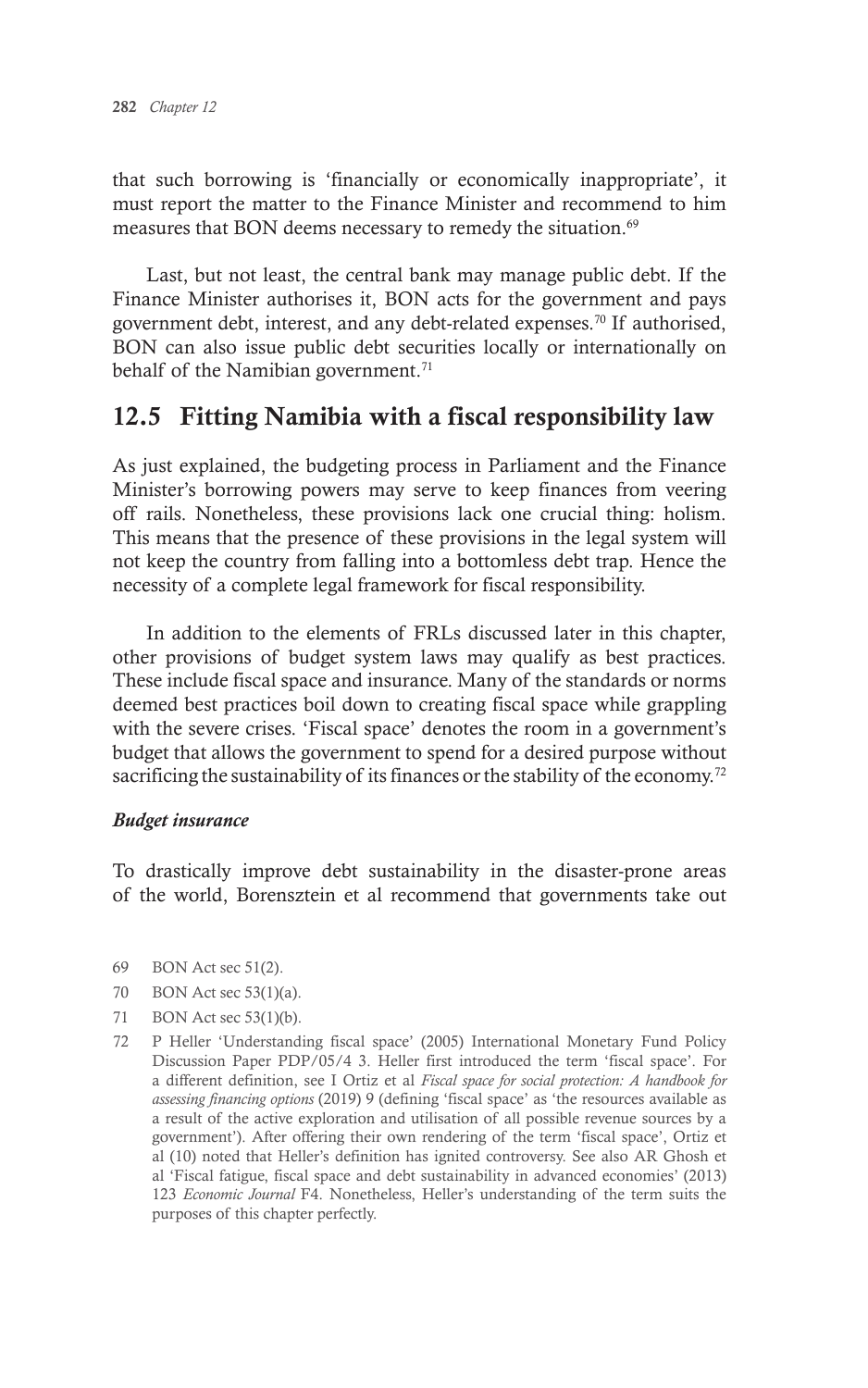that such borrowing is 'financially or economically inappropriate', it must report the matter to the Finance Minister and recommend to him measures that BON deems necessary to remedy the situation.[69]

Last, but not least, the central bank may manage public debt. If the Finance Minister authorises it, BON acts for the government and pays government debt, interest, and any debt-related expenses.[70] If authorised, BON can also issue public debt securities locally or internationally on behalf of the Namibian government.[71]

## 12.5 Fitting Namibia with a fiscal responsibility law

As just explained, the budgeting process in Parliament and the Finance Minister's borrowing powers may serve to keep finances from veering off rails. Nonetheless, these provisions lack one crucial thing: holism. This means that the presence of these provisions in the legal system will not keep the country from falling into a bottomless debt trap. Hence the necessity of a complete legal framework for fiscal responsibility.

In addition to the elements of FRLs discussed later in this chapter, other provisions of budget system laws may qualify as best practices. These include fiscal space and insurance. Many of the standards or norms deemed best practices boil down to creating fiscal space while grappling with the severe crises. 'Fiscal space' denotes the room in a government's budget that allows the government to spend for a desired purpose without sacrificing the sustainability of its finances or the stability of the economy.[72]

***Budget insurance***

To drastically improve debt sustainability in the disaster-prone areas of the world, Borensztein et al recommend that governments take out

69 BON Act sec 51(2).

70 BON Act sec 53(1)(a).

71 BON Act sec 53(1)(b).

72 P Heller 'Understanding fiscal space' (2005) International Monetary Fund Policy Discussion Paper PDP/05/4 3. Heller first introduced the term 'fiscal space'. For a different definition, see I Ortiz et al *Fiscal space for social protection: A handbook for assessing financing options* (2019) 9 (defining 'fiscal space' as 'the resources available as a result of the active exploration and utilisation of all possible revenue sources by a government'). After offering their own rendering of the term 'fiscal space', Ortiz et al (10) noted that Heller's definition has ignited controversy. See also AR Ghosh et al 'Fiscal fatigue, fiscal space and debt sustainability in advanced economies' (2013) 123 *Economic Journal* F4. Nonetheless, Heller's understanding of the term suits the purposes of this chapter perfectly.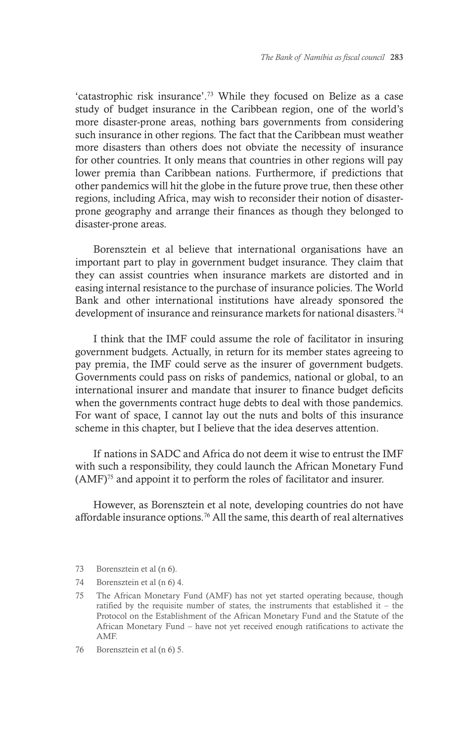'catastrophic risk insurance'.[73] While they focused on Belize as a case study of budget insurance in the Caribbean region, one of the world's more disaster-prone areas, nothing bars governments from considering such insurance in other regions. The fact that the Caribbean must weather more disasters than others does not obviate the necessity of insurance for other countries. It only means that countries in other regions will pay lower premia than Caribbean nations. Furthermore, if predictions that other pandemics will hit the globe in the future prove true, then these other regions, including Africa, may wish to reconsider their notion of disaster-prone geography and arrange their finances as though they belonged to disaster-prone areas.

Borensztein et al believe that international organisations have an important part to play in government budget insurance. They claim that they can assist countries when insurance markets are distorted and in easing internal resistance to the purchase of insurance policies. The World Bank and other international institutions have already sponsored the development of insurance and reinsurance markets for national disasters.[74]

I think that the IMF could assume the role of facilitator in insuring government budgets. Actually, in return for its member states agreeing to pay premia, the IMF could serve as the insurer of government budgets. Governments could pass on risks of pandemics, national or global, to an international insurer and mandate that insurer to finance budget deficits when the governments contract huge debts to deal with those pandemics. For want of space, I cannot lay out the nuts and bolts of this insurance scheme in this chapter, but I believe that the idea deserves attention.

If nations in SADC and Africa do not deem it wise to entrust the IMF with such a responsibility, they could launch the African Monetary Fund (AMF)[75] and appoint it to perform the roles of facilitator and insurer.

However, as Borensztein et al note, developing countries do not have affordable insurance options.[76] All the same, this dearth of real alternatives

73 Borensztein et al (n 6).

74 Borensztein et al (n 6) 4.

75 The African Monetary Fund (AMF) has not yet started operating because, though ratified by the requisite number of states, the instruments that established it – the Protocol on the Establishment of the African Monetary Fund and the Statute of the African Monetary Fund – have not yet received enough ratifications to activate the AMF.

76 Borensztein et al (n 6) 5.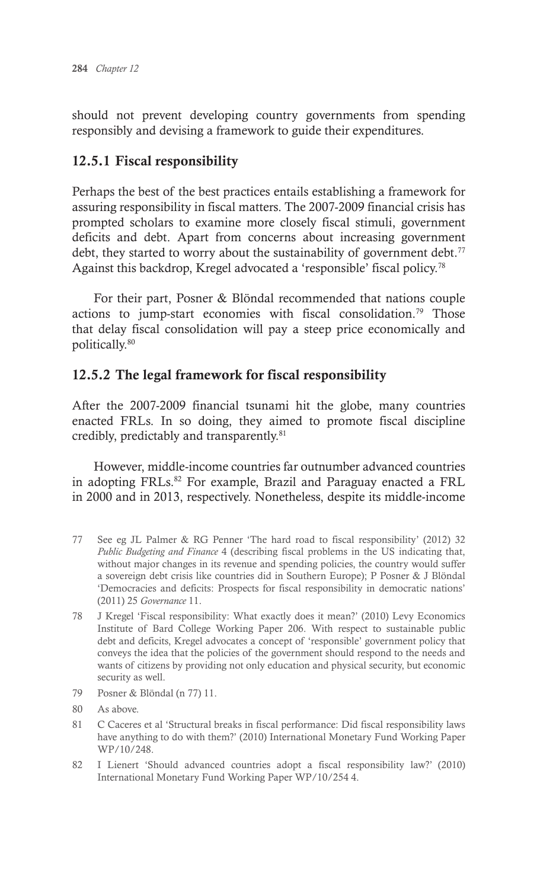should not prevent developing country governments from spending responsibly and devising a framework to guide their expenditures.

### 12.5.1 Fiscal responsibility

Perhaps the best of the best practices entails establishing a framework for assuring responsibility in fiscal matters. The 2007-2009 financial crisis has prompted scholars to examine more closely fiscal stimuli, government deficits and debt. Apart from concerns about increasing government debt, they started to worry about the sustainability of government debt.[77] Against this backdrop, Kregel advocated a 'responsible' fiscal policy.[78]

For their part, Posner & Blöndal recommended that nations couple actions to jump-start economies with fiscal consolidation.[79] Those that delay fiscal consolidation will pay a steep price economically and politically.[80]

### 12.5.2 The legal framework for fiscal responsibility

After the 2007-2009 financial tsunami hit the globe, many countries enacted FRLs. In so doing, they aimed to promote fiscal discipline credibly, predictably and transparently.[81]

However, middle-income countries far outnumber advanced countries in adopting FRLs.[82] For example, Brazil and Paraguay enacted a FRL in 2000 and in 2013, respectively. Nonetheless, despite its middle-income

---

77 See eg JL Palmer & RG Penner 'The hard road to fiscal responsibility' (2012) 32 *Public Budgeting and Finance* 4 (describing fiscal problems in the US indicating that, without major changes in its revenue and spending policies, the country would suffer a sovereign debt crisis like countries did in Southern Europe); P Posner & J Blöndal 'Democracies and deficits: Prospects for fiscal responsibility in democratic nations' (2011) 25 *Governance* 11.

78 J Kregel 'Fiscal responsibility: What exactly does it mean?' (2010) Levy Economics Institute of Bard College Working Paper 206. With respect to sustainable public debt and deficits, Kregel advocates a concept of 'responsible' government policy that conveys the idea that the policies of the government should respond to the needs and wants of citizens by providing not only education and physical security, but economic security as well.

79 Posner & Blöndal (n 77) 11.

80 As above.

81 C Caceres et al 'Structural breaks in fiscal performance: Did fiscal responsibility laws have anything to do with them?' (2010) International Monetary Fund Working Paper WP/10/248.

82 I Lienert 'Should advanced countries adopt a fiscal responsibility law?' (2010) International Monetary Fund Working Paper WP/10/254 4.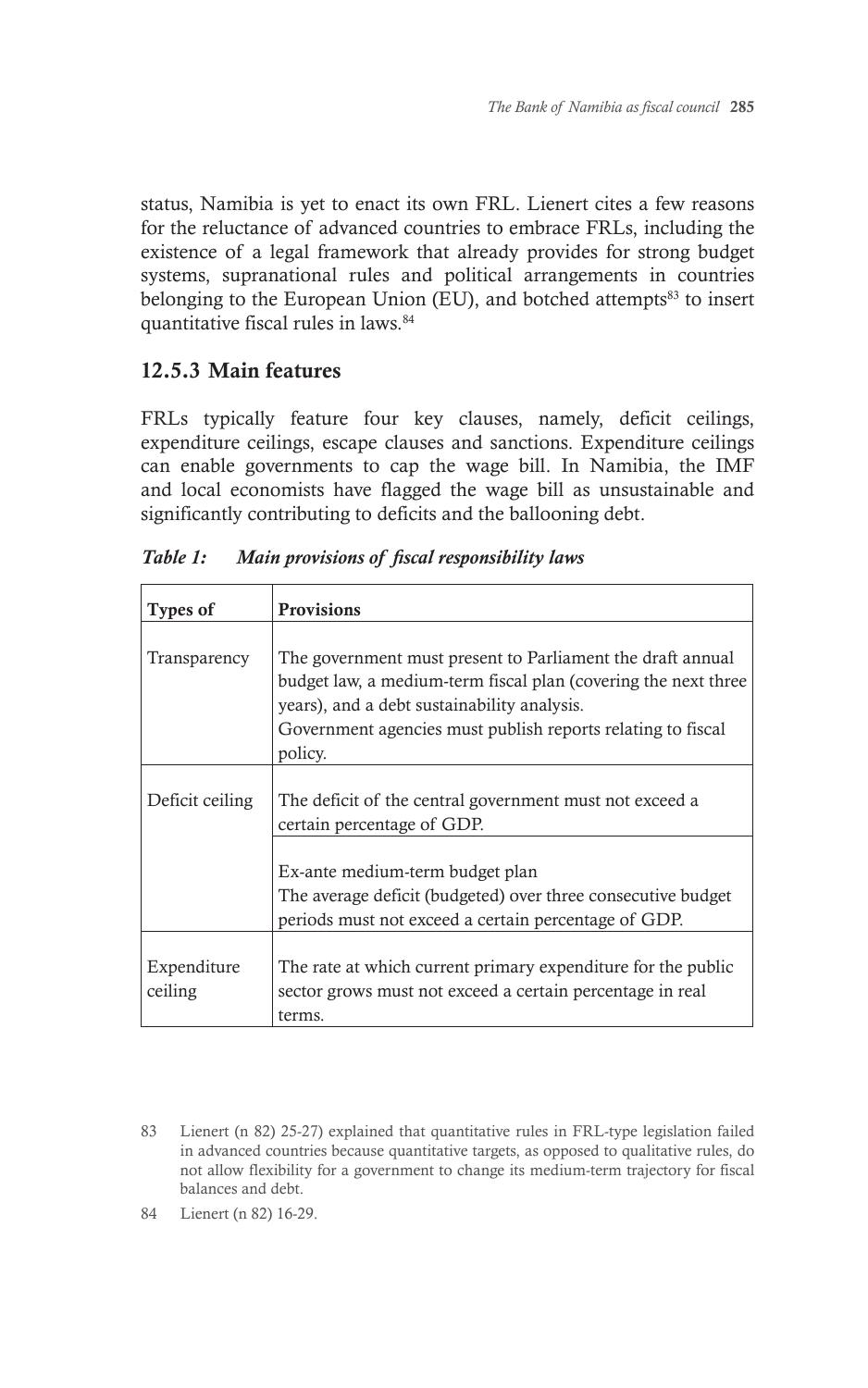status, Namibia is yet to enact its own FRL. Lienert cites a few reasons for the reluctance of advanced countries to embrace FRLs, including the existence of a legal framework that already provides for strong budget systems, supranational rules and political arrangements in countries belonging to the European Union (EU), and botched attempts[83] to insert quantitative fiscal rules in laws.[84]

### 12.5.3 Main features

FRLs typically feature four key clauses, namely, deficit ceilings, expenditure ceilings, escape clauses and sanctions. Expenditure ceilings can enable governments to cap the wage bill. In Namibia, the IMF and local economists have flagged the wage bill as unsustainable and significantly contributing to deficits and the ballooning debt.

***Table 1: Main provisions of fiscal responsibility laws***

| Types of | Provisions |
|---|---|
| Transparency | The government must present to Parliament the draft annual budget law, a medium-term fiscal plan (covering the next three years), and a debt sustainability analysis.<br>Government agencies must publish reports relating to fiscal policy. |
| Deficit ceiling | The deficit of the central government must not exceed a certain percentage of GDP. |
| | Ex-ante medium-term budget plan<br>The average deficit (budgeted) over three consecutive budget periods must not exceed a certain percentage of GDP. |
| Expenditure ceiling | The rate at which current primary expenditure for the public sector grows must not exceed a certain percentage in real terms. |

83 Lienert (n 82) 25-27) explained that quantitative rules in FRL-type legislation failed in advanced countries because quantitative targets, as opposed to qualitative rules, do not allow flexibility for a government to change its medium-term trajectory for fiscal balances and debt.

84 Lienert (n 82) 16-29.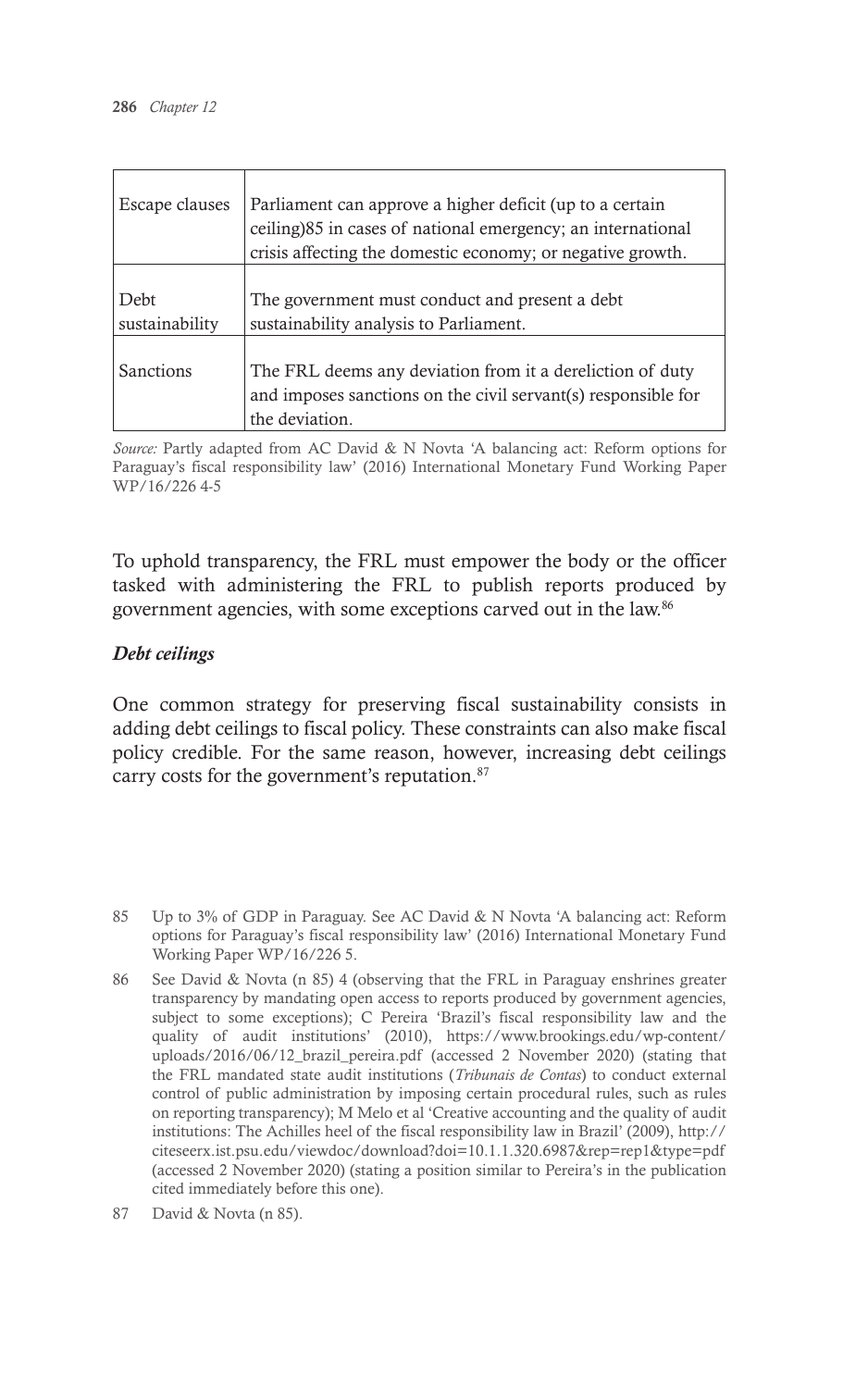| | |
|---|---|
| Escape clauses | Parliament can approve a higher deficit (up to a certain ceiling)85 in cases of national emergency; an international crisis affecting the domestic economy; or negative growth. |
| Debt sustainability | The government must conduct and present a debt sustainability analysis to Parliament. |
| Sanctions | The FRL deems any deviation from it a dereliction of duty and imposes sanctions on the civil servant(s) responsible for the deviation. |

*Source:* Partly adapted from AC David & N Novta 'A balancing act: Reform options for Paraguay's fiscal responsibility law' (2016) International Monetary Fund Working Paper WP/16/226 4-5

To uphold transparency, the FRL must empower the body or the officer tasked with administering the FRL to publish reports produced by government agencies, with some exceptions carved out in the law.[86]

### *Debt ceilings*

One common strategy for preserving fiscal sustainability consists in adding debt ceilings to fiscal policy. These constraints can also make fiscal policy credible. For the same reason, however, increasing debt ceilings carry costs for the government's reputation.[87]

85 Up to 3% of GDP in Paraguay. See AC David & N Novta 'A balancing act: Reform options for Paraguay's fiscal responsibility law' (2016) International Monetary Fund Working Paper WP/16/226 5.

86 See David & Novta (n 85) 4 (observing that the FRL in Paraguay enshrines greater transparency by mandating open access to reports produced by government agencies, subject to some exceptions); C Pereira 'Brazil's fiscal responsibility law and the quality of audit institutions' (2010), https://www.brookings.edu/wp-content/uploads/2016/06/12_brazil_pereira.pdf (accessed 2 November 2020) (stating that the FRL mandated state audit institutions (*Tribunais de Contas*) to conduct external control of public administration by imposing certain procedural rules, such as rules on reporting transparency); M Melo et al 'Creative accounting and the quality of audit institutions: The Achilles heel of the fiscal responsibility law in Brazil' (2009), http://citeseerx.ist.psu.edu/viewdoc/download?doi=10.1.1.320.6987&rep=rep1&type=pdf (accessed 2 November 2020) (stating a position similar to Pereira's in the publication cited immediately before this one).

87 David & Novta (n 85).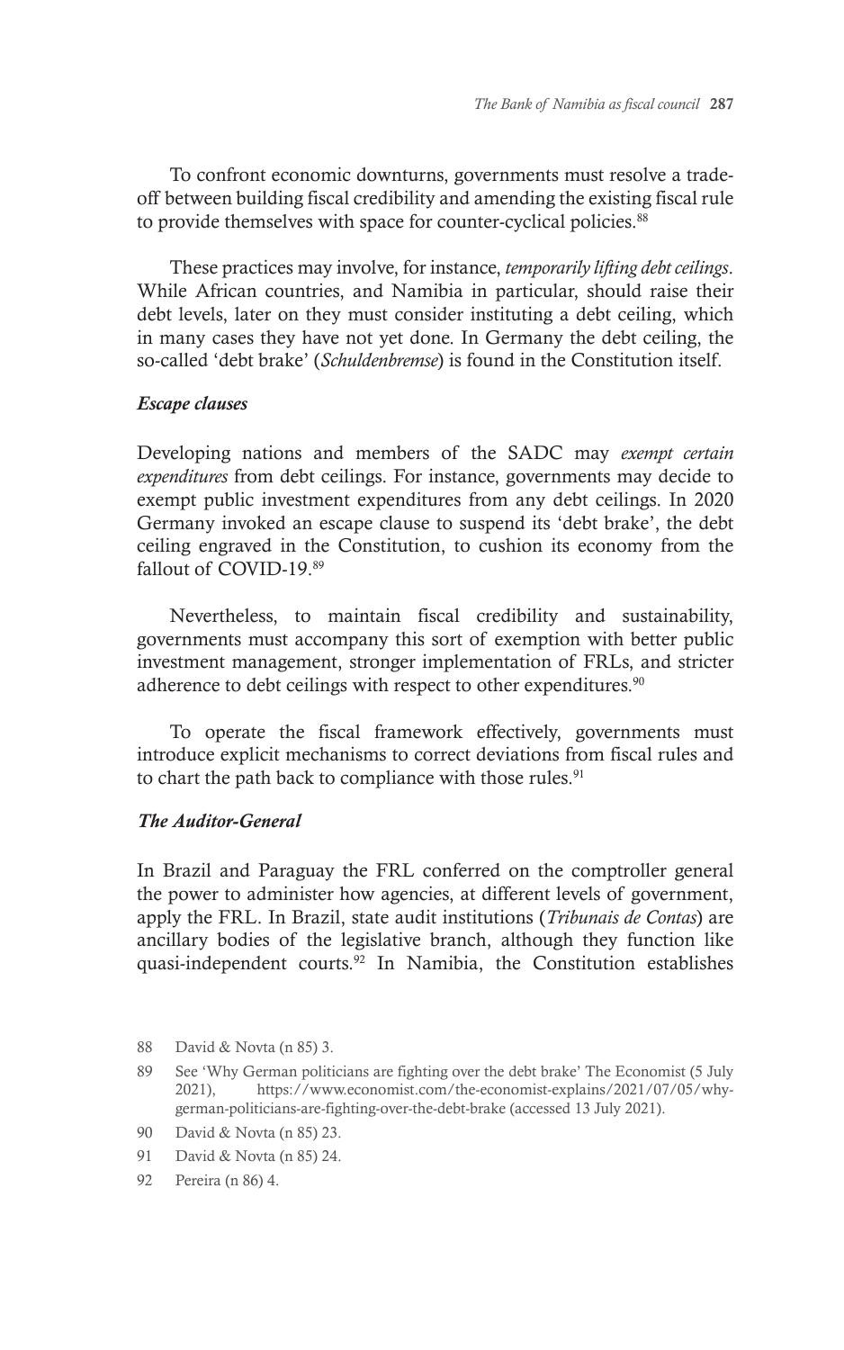To confront economic downturns, governments must resolve a trade-off between building fiscal credibility and amending the existing fiscal rule to provide themselves with space for counter-cyclical policies.[88]

These practices may involve, for instance, *temporarily lifting debt ceilings*. While African countries, and Namibia in particular, should raise their debt levels, later on they must consider instituting a debt ceiling, which in many cases they have not yet done. In Germany the debt ceiling, the so-called 'debt brake' (*Schuldenbremse*) is found in the Constitution itself.

### *Escape clauses*

Developing nations and members of the SADC may *exempt certain expenditures* from debt ceilings. For instance, governments may decide to exempt public investment expenditures from any debt ceilings. In 2020 Germany invoked an escape clause to suspend its 'debt brake', the debt ceiling engraved in the Constitution, to cushion its economy from the fallout of COVID-19.[89]

Nevertheless, to maintain fiscal credibility and sustainability, governments must accompany this sort of exemption with better public investment management, stronger implementation of FRLs, and stricter adherence to debt ceilings with respect to other expenditures.[90]

To operate the fiscal framework effectively, governments must introduce explicit mechanisms to correct deviations from fiscal rules and to chart the path back to compliance with those rules.[91]

### *The Auditor-General*

In Brazil and Paraguay the FRL conferred on the comptroller general the power to administer how agencies, at different levels of government, apply the FRL. In Brazil, state audit institutions (*Tribunais de Contas*) are ancillary bodies of the legislative branch, although they function like quasi-independent courts.[92] In Namibia, the Constitution establishes

---

88 David & Novta (n 85) 3.

89 See 'Why German politicians are fighting over the debt brake' The Economist (5 July 2021), https://www.economist.com/the-economist-explains/2021/07/05/why-german-politicians-are-fighting-over-the-debt-brake (accessed 13 July 2021).

90 David & Novta (n 85) 23.

91 David & Novta (n 85) 24.

92 Pereira (n 86) 4.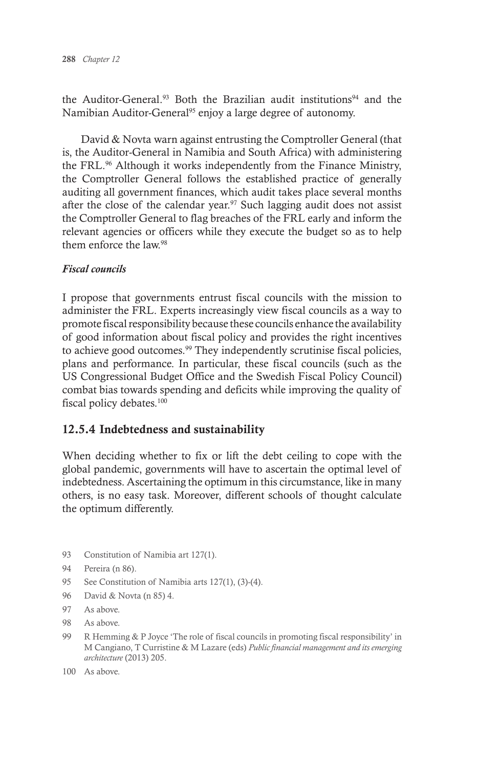the Auditor-General.[93] Both the Brazilian audit institutions[94] and the Namibian Auditor-General[95] enjoy a large degree of autonomy.

David & Novta warn against entrusting the Comptroller General (that is, the Auditor-General in Namibia and South Africa) with administering the FRL.[96] Although it works independently from the Finance Ministry, the Comptroller General follows the established practice of generally auditing all government finances, which audit takes place several months after the close of the calendar year.[97] Such lagging audit does not assist the Comptroller General to flag breaches of the FRL early and inform the relevant agencies or officers while they execute the budget so as to help them enforce the law.[98]

***Fiscal councils***

I propose that governments entrust fiscal councils with the mission to administer the FRL. Experts increasingly view fiscal councils as a way to promote fiscal responsibility because these councils enhance the availability of good information about fiscal policy and provides the right incentives to achieve good outcomes.[99] They independently scrutinise fiscal policies, plans and performance. In particular, these fiscal councils (such as the US Congressional Budget Office and the Swedish Fiscal Policy Council) combat bias towards spending and deficits while improving the quality of fiscal policy debates.[100]

## 12.5.4 Indebtedness and sustainability

When deciding whether to fix or lift the debt ceiling to cope with the global pandemic, governments will have to ascertain the optimal level of indebtedness. Ascertaining the optimum in this circumstance, like in many others, is no easy task. Moreover, different schools of thought calculate the optimum differently.

93 Constitution of Namibia art 127(1).

94 Pereira (n 86).

95 See Constitution of Namibia arts 127(1), (3)-(4).

96 David & Novta (n 85) 4.

97 As above.

98 As above.

99 R Hemming & P Joyce 'The role of fiscal councils in promoting fiscal responsibility' in M Cangiano, T Curristine & M Lazare (eds) *Public financial management and its emerging architecture* (2013) 205.

100 As above.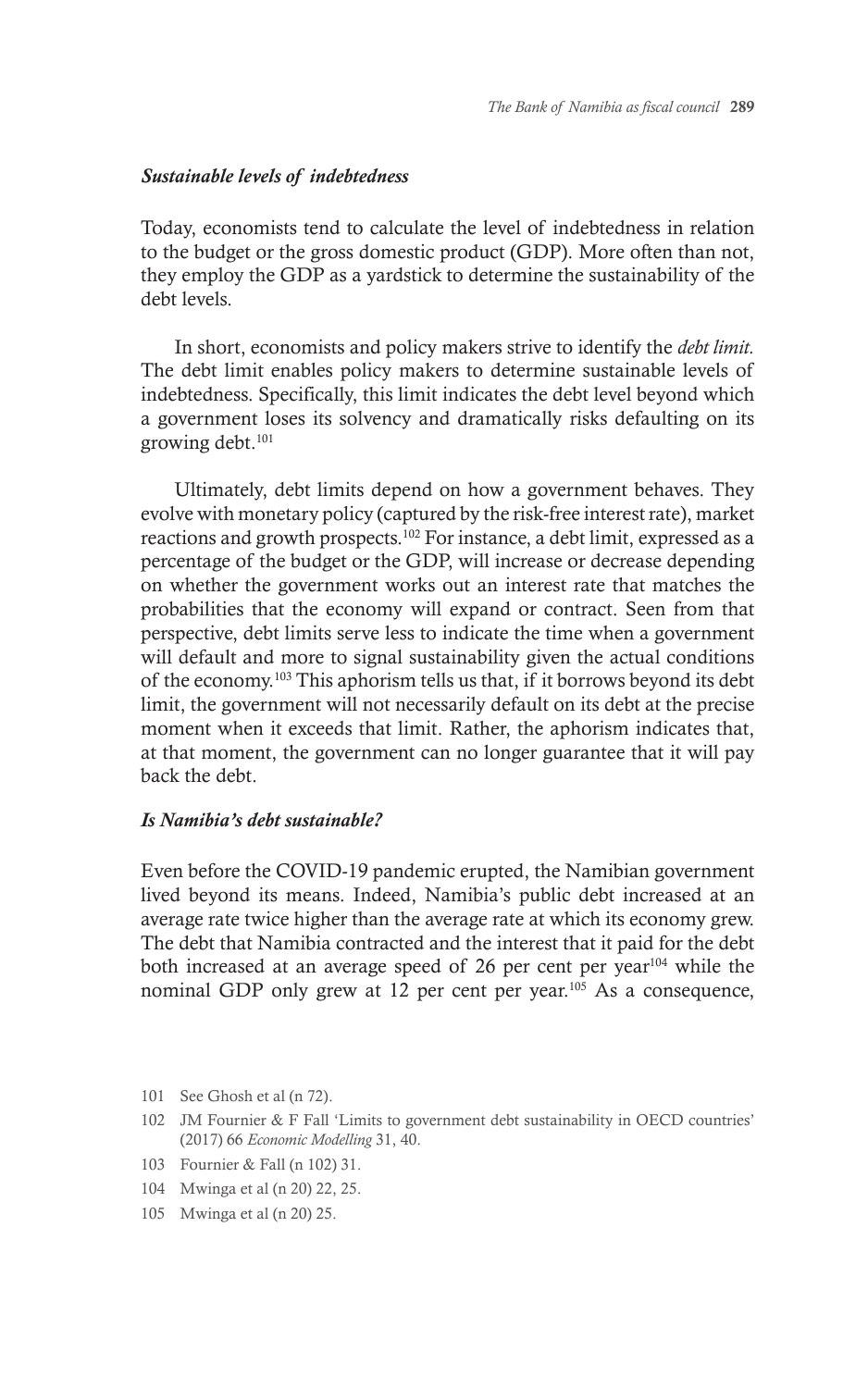### *Sustainable levels of indebtedness*

Today, economists tend to calculate the level of indebtedness in relation to the budget or the gross domestic product (GDP). More often than not, they employ the GDP as a yardstick to determine the sustainability of the debt levels.

In short, economists and policy makers strive to identify the *debt limit.* The debt limit enables policy makers to determine sustainable levels of indebtedness. Specifically, this limit indicates the debt level beyond which a government loses its solvency and dramatically risks defaulting on its growing debt.[101]

Ultimately, debt limits depend on how a government behaves. They evolve with monetary policy (captured by the risk-free interest rate), market reactions and growth prospects.[102] For instance, a debt limit, expressed as a percentage of the budget or the GDP, will increase or decrease depending on whether the government works out an interest rate that matches the probabilities that the economy will expand or contract. Seen from that perspective, debt limits serve less to indicate the time when a government will default and more to signal sustainability given the actual conditions of the economy.[103] This aphorism tells us that, if it borrows beyond its debt limit, the government will not necessarily default on its debt at the precise moment when it exceeds that limit. Rather, the aphorism indicates that, at that moment, the government can no longer guarantee that it will pay back the debt.

### *Is Namibia's debt sustainable?*

Even before the COVID-19 pandemic erupted, the Namibian government lived beyond its means. Indeed, Namibia's public debt increased at an average rate twice higher than the average rate at which its economy grew. The debt that Namibia contracted and the interest that it paid for the debt both increased at an average speed of 26 per cent per year[104] while the nominal GDP only grew at 12 per cent per year.[105] As a consequence,

---

101 See Ghosh et al (n 72).

102 JM Fournier & F Fall 'Limits to government debt sustainability in OECD countries' (2017) 66 *Economic Modelling* 31, 40.

103 Fournier & Fall (n 102) 31.

104 Mwinga et al (n 20) 22, 25.

105 Mwinga et al (n 20) 25.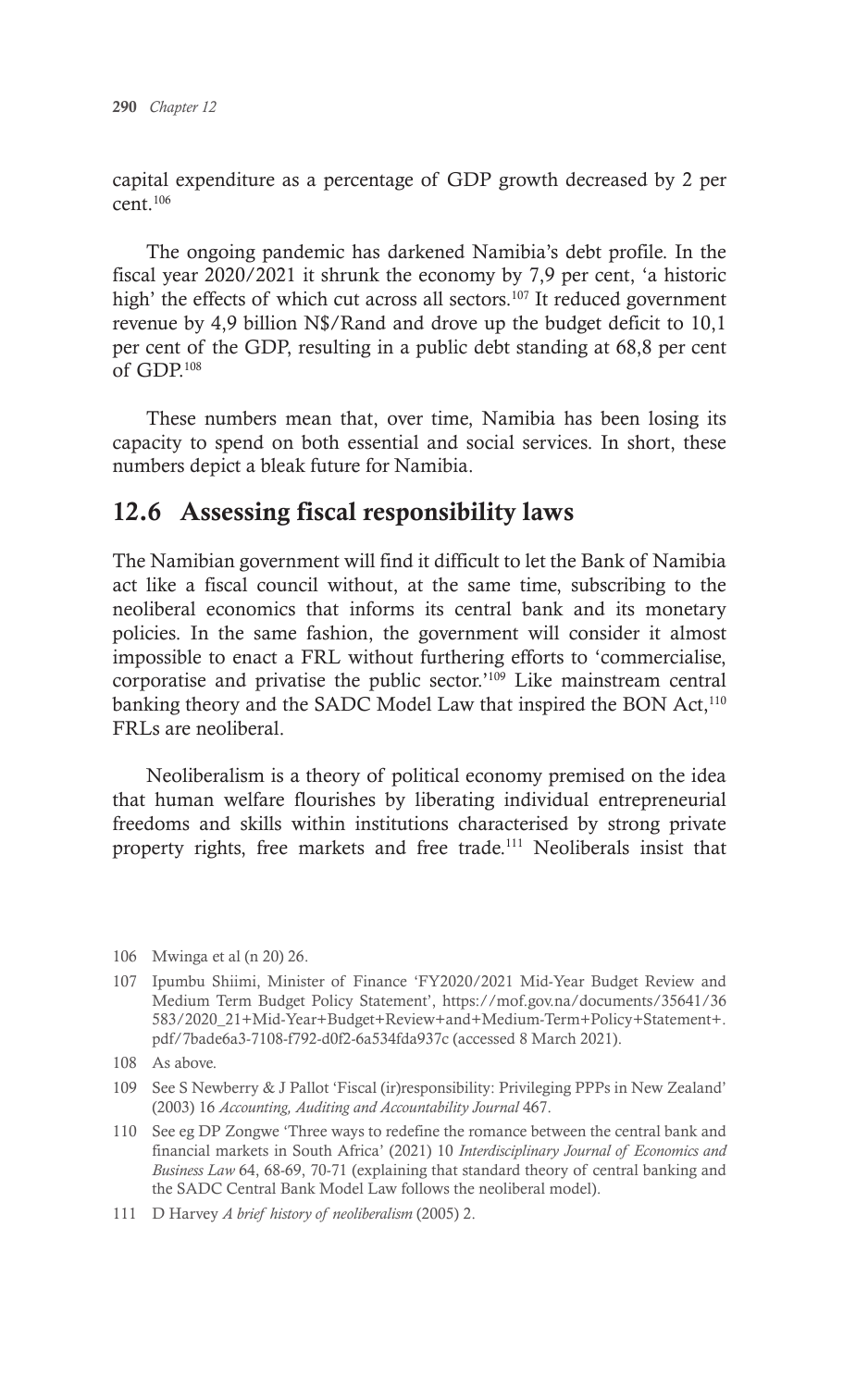capital expenditure as a percentage of GDP growth decreased by 2 per cent.[106]

The ongoing pandemic has darkened Namibia's debt profile. In the fiscal year 2020/2021 it shrunk the economy by 7,9 per cent, 'a historic high' the effects of which cut across all sectors.[107] It reduced government revenue by 4,9 billion N$/Rand and drove up the budget deficit to 10,1 per cent of the GDP, resulting in a public debt standing at 68,8 per cent of GDP.[108]

These numbers mean that, over time, Namibia has been losing its capacity to spend on both essential and social services. In short, these numbers depict a bleak future for Namibia.

## 12.6 Assessing fiscal responsibility laws

The Namibian government will find it difficult to let the Bank of Namibia act like a fiscal council without, at the same time, subscribing to the neoliberal economics that informs its central bank and its monetary policies. In the same fashion, the government will consider it almost impossible to enact a FRL without furthering efforts to 'commercialise, corporatise and privatise the public sector.'[109] Like mainstream central banking theory and the SADC Model Law that inspired the BON Act,[110] FRLs are neoliberal.

Neoliberalism is a theory of political economy premised on the idea that human welfare flourishes by liberating individual entrepreneurial freedoms and skills within institutions characterised by strong private property rights, free markets and free trade.[111] Neoliberals insist that

---

106 Mwinga et al (n 20) 26.

107 Ipumbu Shiimi, Minister of Finance 'FY2020/2021 Mid-Year Budget Review and Medium Term Budget Policy Statement', https://mof.gov.na/documents/35641/36583/2020_21+Mid-Year+Budget+Review+and+Medium-Term+Policy+Statement+.pdf/7bade6a3-7108-f792-d0f2-6a534fda937c (accessed 8 March 2021).

108 As above.

109 See S Newberry & J Pallot 'Fiscal (ir)responsibility: Privileging PPPs in New Zealand' (2003) 16 *Accounting, Auditing and Accountability Journal* 467.

110 See eg DP Zongwe 'Three ways to redefine the romance between the central bank and financial markets in South Africa' (2021) 10 *Interdisciplinary Journal of Economics and Business Law* 64, 68-69, 70-71 (explaining that standard theory of central banking and the SADC Central Bank Model Law follows the neoliberal model).

111 D Harvey *A brief history of neoliberalism* (2005) 2.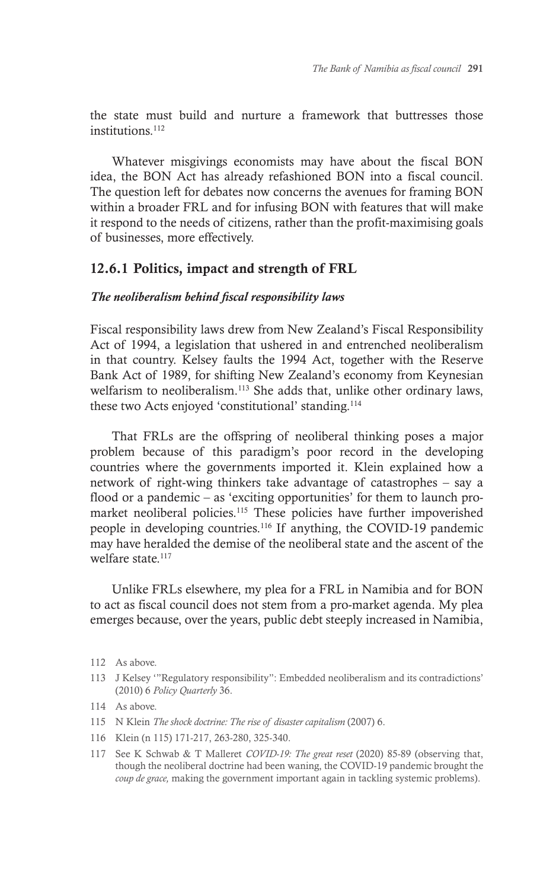the state must build and nurture a framework that buttresses those institutions.[112]

Whatever misgivings economists may have about the fiscal BON idea, the BON Act has already refashioned BON into a fiscal council. The question left for debates now concerns the avenues for framing BON within a broader FRL and for infusing BON with features that will make it respond to the needs of citizens, rather than the profit-maximising goals of businesses, more effectively.

### 12.6.1 Politics, impact and strength of FRL

#### *The neoliberalism behind fiscal responsibility laws*

Fiscal responsibility laws drew from New Zealand's Fiscal Responsibility Act of 1994, a legislation that ushered in and entrenched neoliberalism in that country. Kelsey faults the 1994 Act, together with the Reserve Bank Act of 1989, for shifting New Zealand's economy from Keynesian welfarism to neoliberalism.[113] She adds that, unlike other ordinary laws, these two Acts enjoyed 'constitutional' standing.[114]

That FRLs are the offspring of neoliberal thinking poses a major problem because of this paradigm's poor record in the developing countries where the governments imported it. Klein explained how a network of right-wing thinkers take advantage of catastrophes – say a flood or a pandemic – as 'exciting opportunities' for them to launch pro-market neoliberal policies.[115] These policies have further impoverished people in developing countries.[116] If anything, the COVID-19 pandemic may have heralded the demise of the neoliberal state and the ascent of the welfare state.[117]

Unlike FRLs elsewhere, my plea for a FRL in Namibia and for BON to act as fiscal council does not stem from a pro-market agenda. My plea emerges because, over the years, public debt steeply increased in Namibia,

---

112 As above.

113 J Kelsey '"Regulatory responsibility": Embedded neoliberalism and its contradictions' (2010) 6 *Policy Quarterly* 36.

114 As above.

115 N Klein *The shock doctrine: The rise of disaster capitalism* (2007) 6.

116 Klein (n 115) 171-217, 263-280, 325-340.

117 See K Schwab & T Malleret *COVID-19: The great reset* (2020) 85-89 (observing that, though the neoliberal doctrine had been waning, the COVID-19 pandemic brought the *coup de grace,* making the government important again in tackling systemic problems).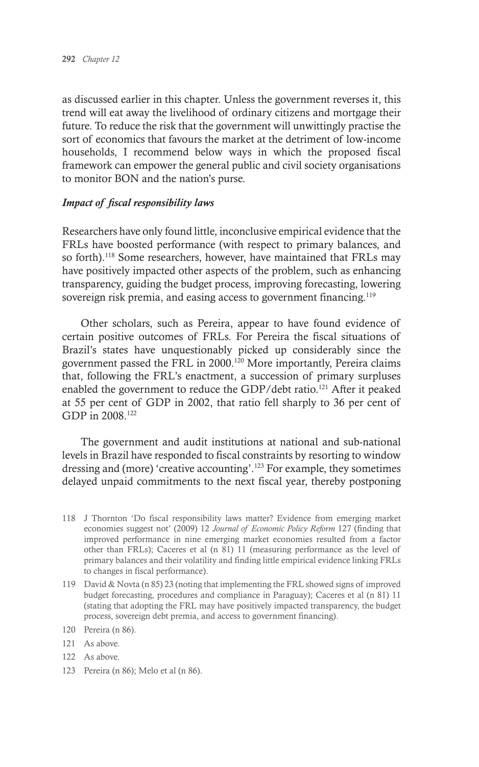as discussed earlier in this chapter. Unless the government reverses it, this trend will eat away the livelihood of ordinary citizens and mortgage their future. To reduce the risk that the government will unwittingly practise the sort of economics that favours the market at the detriment of low-income households, I recommend below ways in which the proposed fiscal framework can empower the general public and civil society organisations to monitor BON and the nation's purse.

### *Impact of fiscal responsibility laws*

Researchers have only found little, inconclusive empirical evidence that the FRLs have boosted performance (with respect to primary balances, and so forth).[118] Some researchers, however, have maintained that FRLs may have positively impacted other aspects of the problem, such as enhancing transparency, guiding the budget process, improving forecasting, lowering sovereign risk premia, and easing access to government financing.[119]

Other scholars, such as Pereira, appear to have found evidence of certain positive outcomes of FRLs. For Pereira the fiscal situations of Brazil's states have unquestionably picked up considerably since the government passed the FRL in 2000.[120] More importantly, Pereira claims that, following the FRL's enactment, a succession of primary surpluses enabled the government to reduce the GDP/debt ratio.[121] After it peaked at 55 per cent of GDP in 2002, that ratio fell sharply to 36 per cent of GDP in 2008.[122]

The government and audit institutions at national and sub-national levels in Brazil have responded to fiscal constraints by resorting to window dressing and (more) 'creative accounting'.[123] For example, they sometimes delayed unpaid commitments to the next fiscal year, thereby postponing

---

118 J Thornton 'Do fiscal responsibility laws matter? Evidence from emerging market economies suggest not' (2009) 12 *Journal of Economic Policy Reform* 127 (finding that improved performance in nine emerging market economies resulted from a factor other than FRLs); Caceres et al (n 81) 11 (measuring performance as the level of primary balances and their volatility and finding little empirical evidence linking FRLs to changes in fiscal performance).

119 David & Novta (n 85) 23 (noting that implementing the FRL showed signs of improved budget forecasting, procedures and compliance in Paraguay); Caceres et al (n 81) 11 (stating that adopting the FRL may have positively impacted transparency, the budget process, sovereign debt premia, and access to government financing).

120 Pereira (n 86).

121 As above.

122 As above.

123 Pereira (n 86); Melo et al (n 86).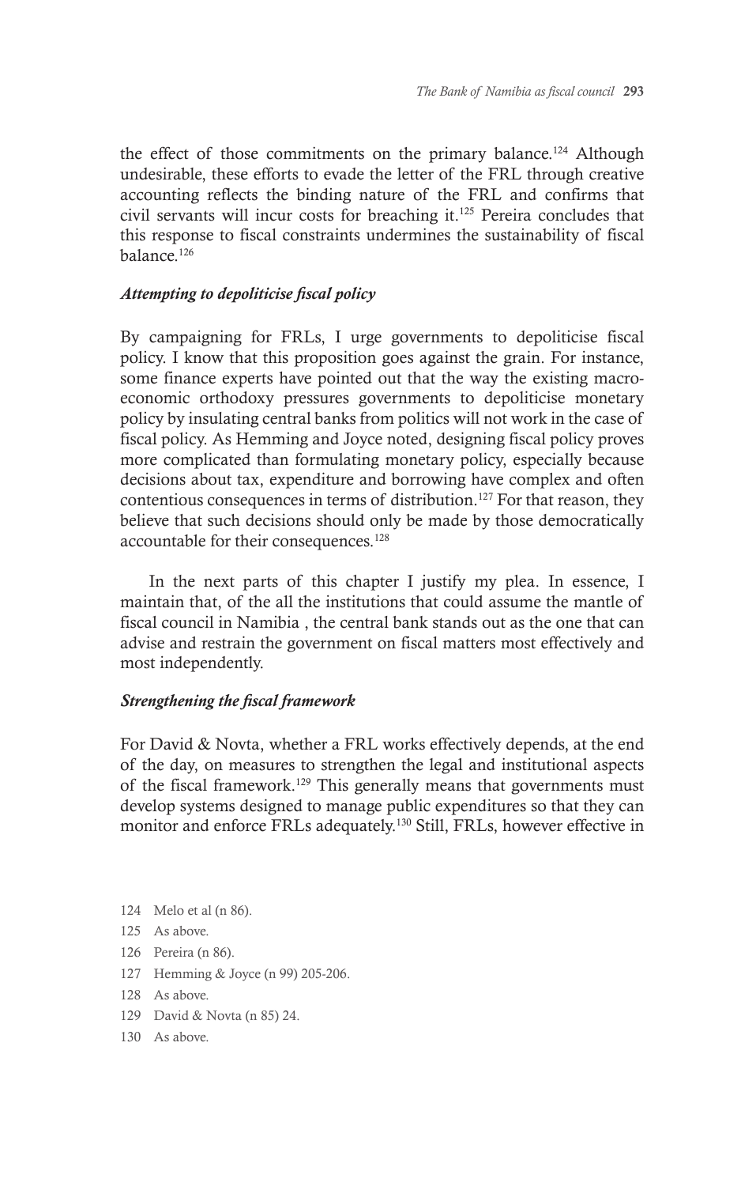the effect of those commitments on the primary balance.[124] Although undesirable, these efforts to evade the letter of the FRL through creative accounting reflects the binding nature of the FRL and confirms that civil servants will incur costs for breaching it.[125] Pereira concludes that this response to fiscal constraints undermines the sustainability of fiscal balance.[126]

### *Attempting to depoliticise fiscal policy*

By campaigning for FRLs, I urge governments to depoliticise fiscal policy. I know that this proposition goes against the grain. For instance, some finance experts have pointed out that the way the existing macroeconomic orthodoxy pressures governments to depoliticise monetary policy by insulating central banks from politics will not work in the case of fiscal policy. As Hemming and Joyce noted, designing fiscal policy proves more complicated than formulating monetary policy, especially because decisions about tax, expenditure and borrowing have complex and often contentious consequences in terms of distribution.[127] For that reason, they believe that such decisions should only be made by those democratically accountable for their consequences.[128]

In the next parts of this chapter I justify my plea. In essence, I maintain that, of the all the institutions that could assume the mantle of fiscal council in Namibia , the central bank stands out as the one that can advise and restrain the government on fiscal matters most effectively and most independently.

### *Strengthening the fiscal framework*

For David & Novta, whether a FRL works effectively depends, at the end of the day, on measures to strengthen the legal and institutional aspects of the fiscal framework.[129] This generally means that governments must develop systems designed to manage public expenditures so that they can monitor and enforce FRLs adequately.[130] Still, FRLs, however effective in

124 Melo et al (n 86).

125 As above.

126 Pereira (n 86).

127 Hemming & Joyce (n 99) 205-206.

128 As above.

129 David & Novta (n 85) 24.

130 As above.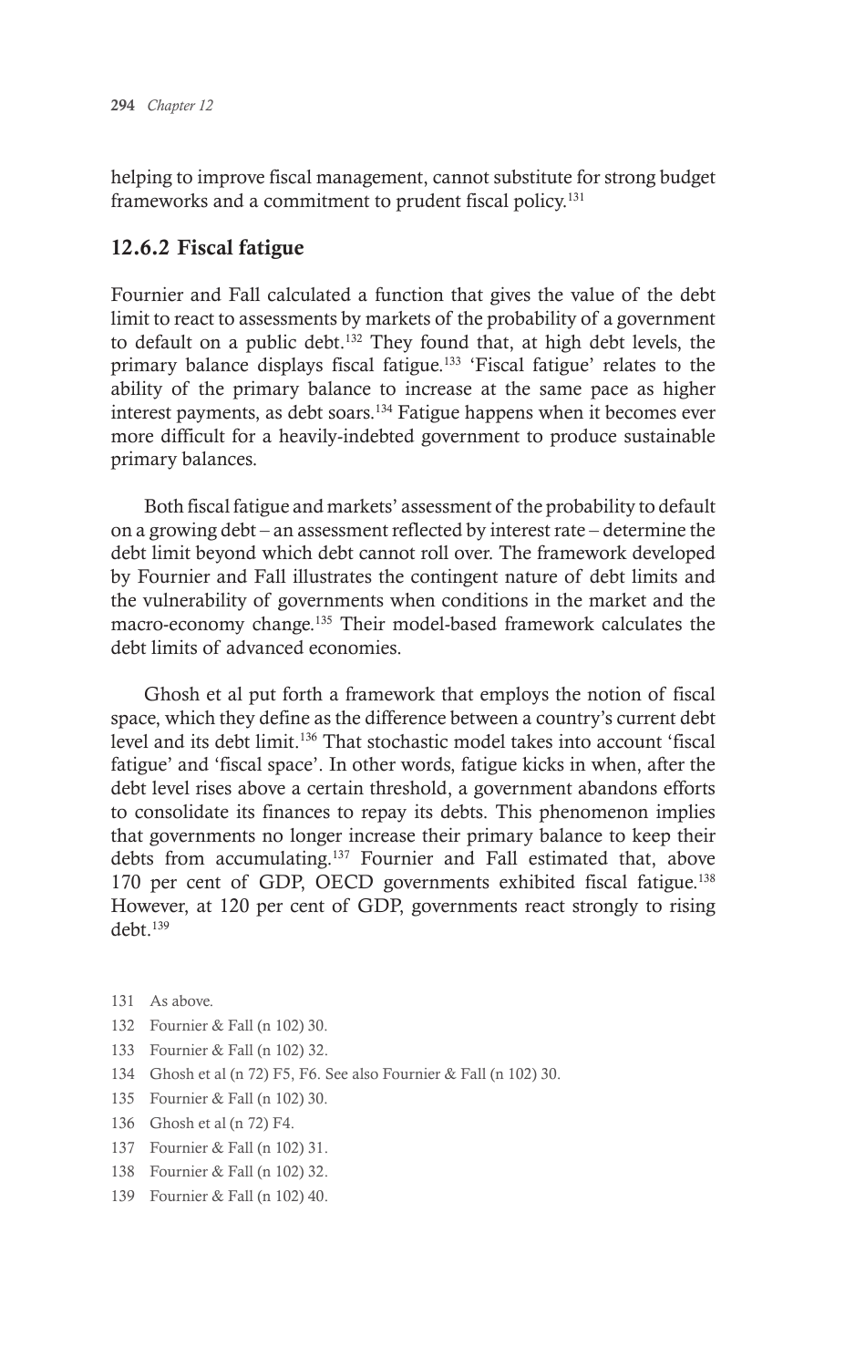helping to improve fiscal management, cannot substitute for strong budget frameworks and a commitment to prudent fiscal policy.[131]

### 12.6.2 Fiscal fatigue

Fournier and Fall calculated a function that gives the value of the debt limit to react to assessments by markets of the probability of a government to default on a public debt.[132] They found that, at high debt levels, the primary balance displays fiscal fatigue.[133] 'Fiscal fatigue' relates to the ability of the primary balance to increase at the same pace as higher interest payments, as debt soars.[134] Fatigue happens when it becomes ever more difficult for a heavily-indebted government to produce sustainable primary balances.

Both fiscal fatigue and markets' assessment of the probability to default on a growing debt – an assessment reflected by interest rate – determine the debt limit beyond which debt cannot roll over. The framework developed by Fournier and Fall illustrates the contingent nature of debt limits and the vulnerability of governments when conditions in the market and the macro-economy change.[135] Their model-based framework calculates the debt limits of advanced economies.

Ghosh et al put forth a framework that employs the notion of fiscal space, which they define as the difference between a country's current debt level and its debt limit.[136] That stochastic model takes into account 'fiscal fatigue' and 'fiscal space'. In other words, fatigue kicks in when, after the debt level rises above a certain threshold, a government abandons efforts to consolidate its finances to repay its debts. This phenomenon implies that governments no longer increase their primary balance to keep their debts from accumulating.[137] Fournier and Fall estimated that, above 170 per cent of GDP, OECD governments exhibited fiscal fatigue.[138] However, at 120 per cent of GDP, governments react strongly to rising debt.[139]

131 As above.

132 Fournier & Fall (n 102) 30.

133 Fournier & Fall (n 102) 32.

134 Ghosh et al (n 72) F5, F6. See also Fournier & Fall (n 102) 30.

135 Fournier & Fall (n 102) 30.

136 Ghosh et al (n 72) F4.

137 Fournier & Fall (n 102) 31.

138 Fournier & Fall (n 102) 32.

139 Fournier & Fall (n 102) 40.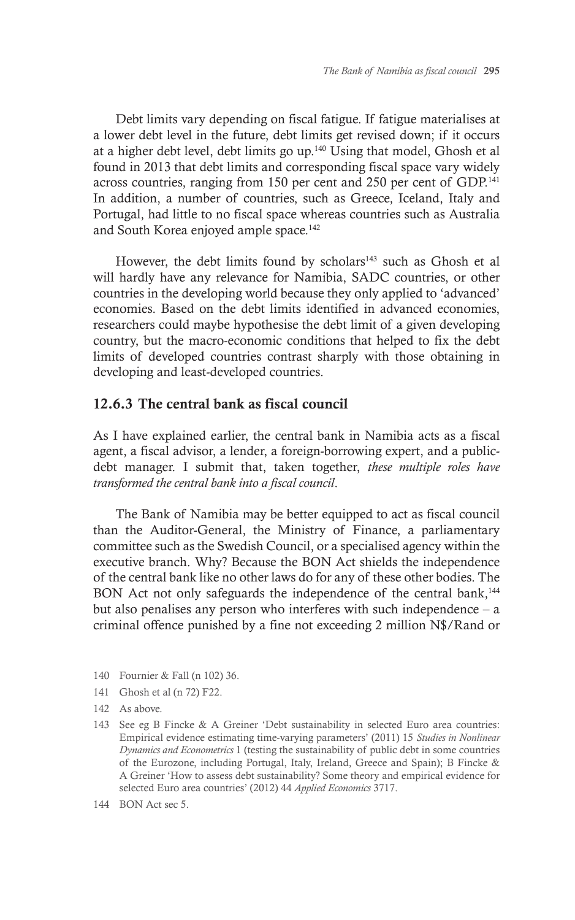Debt limits vary depending on fiscal fatigue. If fatigue materialises at a lower debt level in the future, debt limits get revised down; if it occurs at a higher debt level, debt limits go up.[140] Using that model, Ghosh et al found in 2013 that debt limits and corresponding fiscal space vary widely across countries, ranging from 150 per cent and 250 per cent of GDP.[141] In addition, a number of countries, such as Greece, Iceland, Italy and Portugal, had little to no fiscal space whereas countries such as Australia and South Korea enjoyed ample space.[142]

However, the debt limits found by scholars[143] such as Ghosh et al will hardly have any relevance for Namibia, SADC countries, or other countries in the developing world because they only applied to 'advanced' economies. Based on the debt limits identified in advanced economies, researchers could maybe hypothesise the debt limit of a given developing country, but the macro-economic conditions that helped to fix the debt limits of developed countries contrast sharply with those obtaining in developing and least-developed countries.

### 12.6.3 The central bank as fiscal council

As I have explained earlier, the central bank in Namibia acts as a fiscal agent, a fiscal advisor, a lender, a foreign-borrowing expert, and a public-debt manager. I submit that, taken together, *these multiple roles have transformed the central bank into a fiscal council*.

The Bank of Namibia may be better equipped to act as fiscal council than the Auditor-General, the Ministry of Finance, a parliamentary committee such as the Swedish Council, or a specialised agency within the executive branch. Why? Because the BON Act shields the independence of the central bank like no other laws do for any of these other bodies. The BON Act not only safeguards the independence of the central bank,[144] but also penalises any person who interferes with such independence – a criminal offence punished by a fine not exceeding 2 million N$/Rand or

---

140 Fournier & Fall (n 102) 36.

141 Ghosh et al (n 72) F22.

142 As above.

143 See eg B Fincke & A Greiner 'Debt sustainability in selected Euro area countries: Empirical evidence estimating time-varying parameters' (2011) 15 *Studies in Nonlinear Dynamics and Econometrics* 1 (testing the sustainability of public debt in some countries of the Eurozone, including Portugal, Italy, Ireland, Greece and Spain); B Fincke & A Greiner 'How to assess debt sustainability? Some theory and empirical evidence for selected Euro area countries' (2012) 44 *Applied Economics* 3717.

144 BON Act sec 5.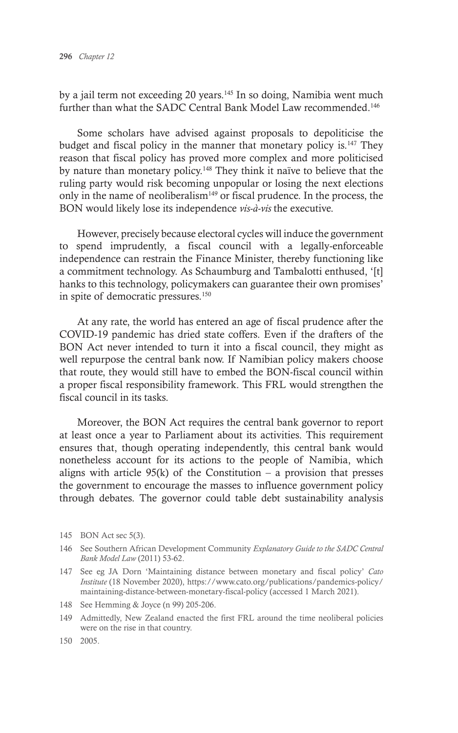by a jail term not exceeding 20 years.[145] In so doing, Namibia went much further than what the SADC Central Bank Model Law recommended.[146]

Some scholars have advised against proposals to depoliticise the budget and fiscal policy in the manner that monetary policy is.[147] They reason that fiscal policy has proved more complex and more politicised by nature than monetary policy.[148] They think it naïve to believe that the ruling party would risk becoming unpopular or losing the next elections only in the name of neoliberalism[149] or fiscal prudence. In the process, the BON would likely lose its independence *vis-à-vis* the executive.

However, precisely because electoral cycles will induce the government to spend imprudently, a fiscal council with a legally-enforceable independence can restrain the Finance Minister, thereby functioning like a commitment technology. As Schaumburg and Tambalotti enthused, '[t]hanks to this technology, policymakers can guarantee their own promises' in spite of democratic pressures.[150]

At any rate, the world has entered an age of fiscal prudence after the COVID-19 pandemic has dried state coffers. Even if the drafters of the BON Act never intended to turn it into a fiscal council, they might as well repurpose the central bank now. If Namibian policy makers choose that route, they would still have to embed the BON-fiscal council within a proper fiscal responsibility framework. This FRL would strengthen the fiscal council in its tasks.

Moreover, the BON Act requires the central bank governor to report at least once a year to Parliament about its activities. This requirement ensures that, though operating independently, this central bank would nonetheless account for its actions to the people of Namibia, which aligns with article 95(k) of the Constitution – a provision that presses the government to encourage the masses to influence government policy through debates. The governor could table debt sustainability analysis

---

145 BON Act sec 5(3).

146 See Southern African Development Community *Explanatory Guide to the SADC Central Bank Model Law* (2011) 53-62.

147 See eg JA Dorn 'Maintaining distance between monetary and fiscal policy' *Cato Institute* (18 November 2020), https://www.cato.org/publications/pandemics-policy/maintaining-distance-between-monetary-fiscal-policy (accessed 1 March 2021).

148 See Hemming & Joyce (n 99) 205-206.

149 Admittedly, New Zealand enacted the first FRL around the time neoliberal policies were on the rise in that country.

150 2005.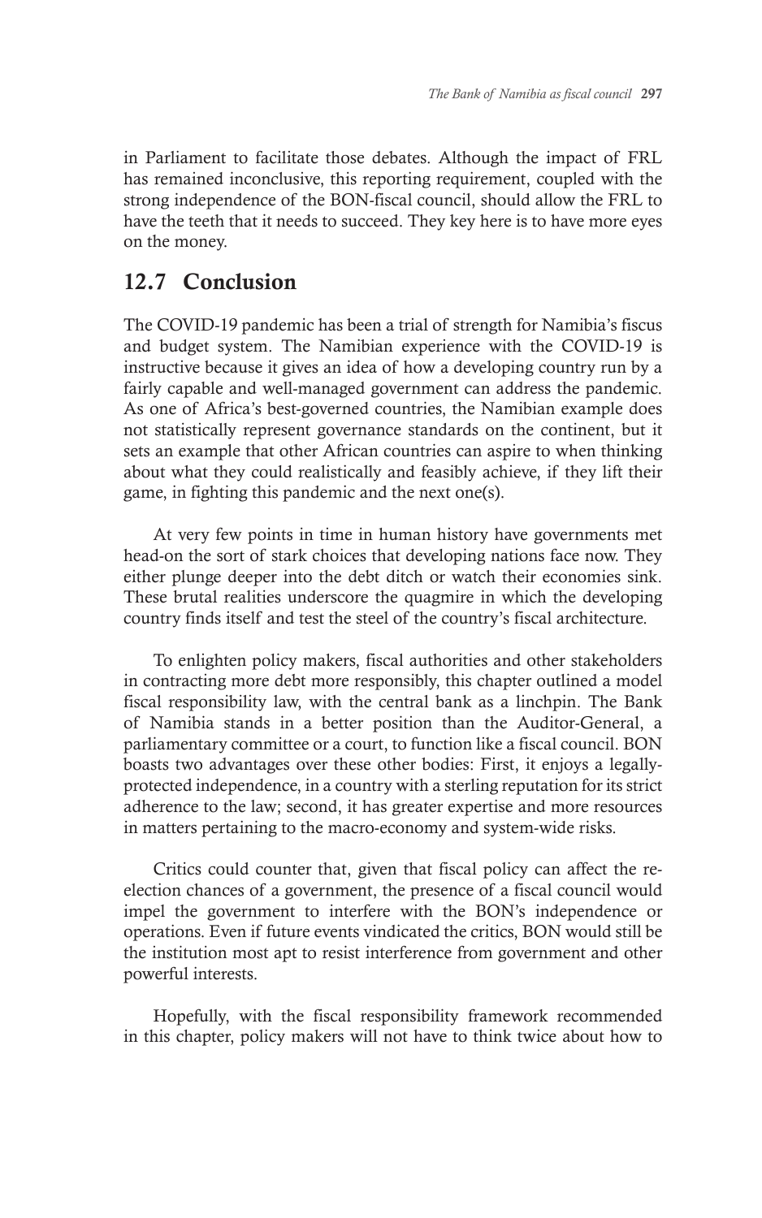in Parliament to facilitate those debates. Although the impact of FRL has remained inconclusive, this reporting requirement, coupled with the strong independence of the BON-fiscal council, should allow the FRL to have the teeth that it needs to succeed. They key here is to have more eyes on the money.

## 12.7 Conclusion

The COVID-19 pandemic has been a trial of strength for Namibia's fiscus and budget system. The Namibian experience with the COVID-19 is instructive because it gives an idea of how a developing country run by a fairly capable and well-managed government can address the pandemic. As one of Africa's best-governed countries, the Namibian example does not statistically represent governance standards on the continent, but it sets an example that other African countries can aspire to when thinking about what they could realistically and feasibly achieve, if they lift their game, in fighting this pandemic and the next one(s).

At very few points in time in human history have governments met head-on the sort of stark choices that developing nations face now. They either plunge deeper into the debt ditch or watch their economies sink. These brutal realities underscore the quagmire in which the developing country finds itself and test the steel of the country's fiscal architecture.

To enlighten policy makers, fiscal authorities and other stakeholders in contracting more debt more responsibly, this chapter outlined a model fiscal responsibility law, with the central bank as a linchpin. The Bank of Namibia stands in a better position than the Auditor-General, a parliamentary committee or a court, to function like a fiscal council. BON boasts two advantages over these other bodies: First, it enjoys a legally-protected independence, in a country with a sterling reputation for its strict adherence to the law; second, it has greater expertise and more resources in matters pertaining to the macro-economy and system-wide risks.

Critics could counter that, given that fiscal policy can affect the re-election chances of a government, the presence of a fiscal council would impel the government to interfere with the BON's independence or operations. Even if future events vindicated the critics, BON would still be the institution most apt to resist interference from government and other powerful interests.

Hopefully, with the fiscal responsibility framework recommended in this chapter, policy makers will not have to think twice about how to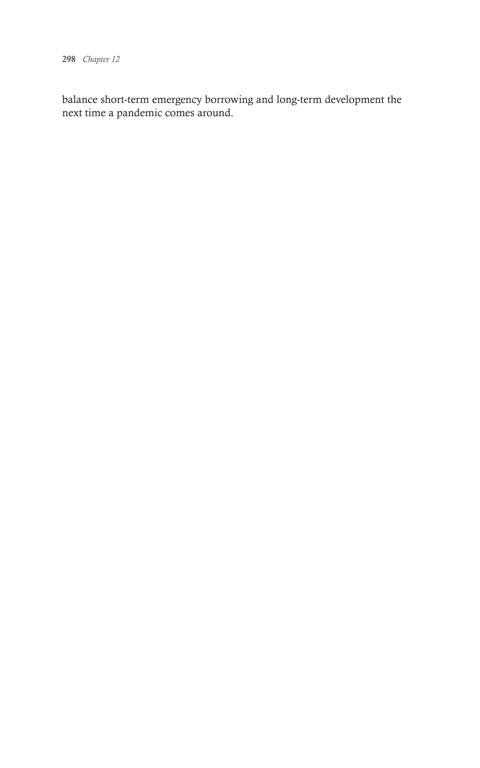balance short-term emergency borrowing and long-term development the next time a pandemic comes around.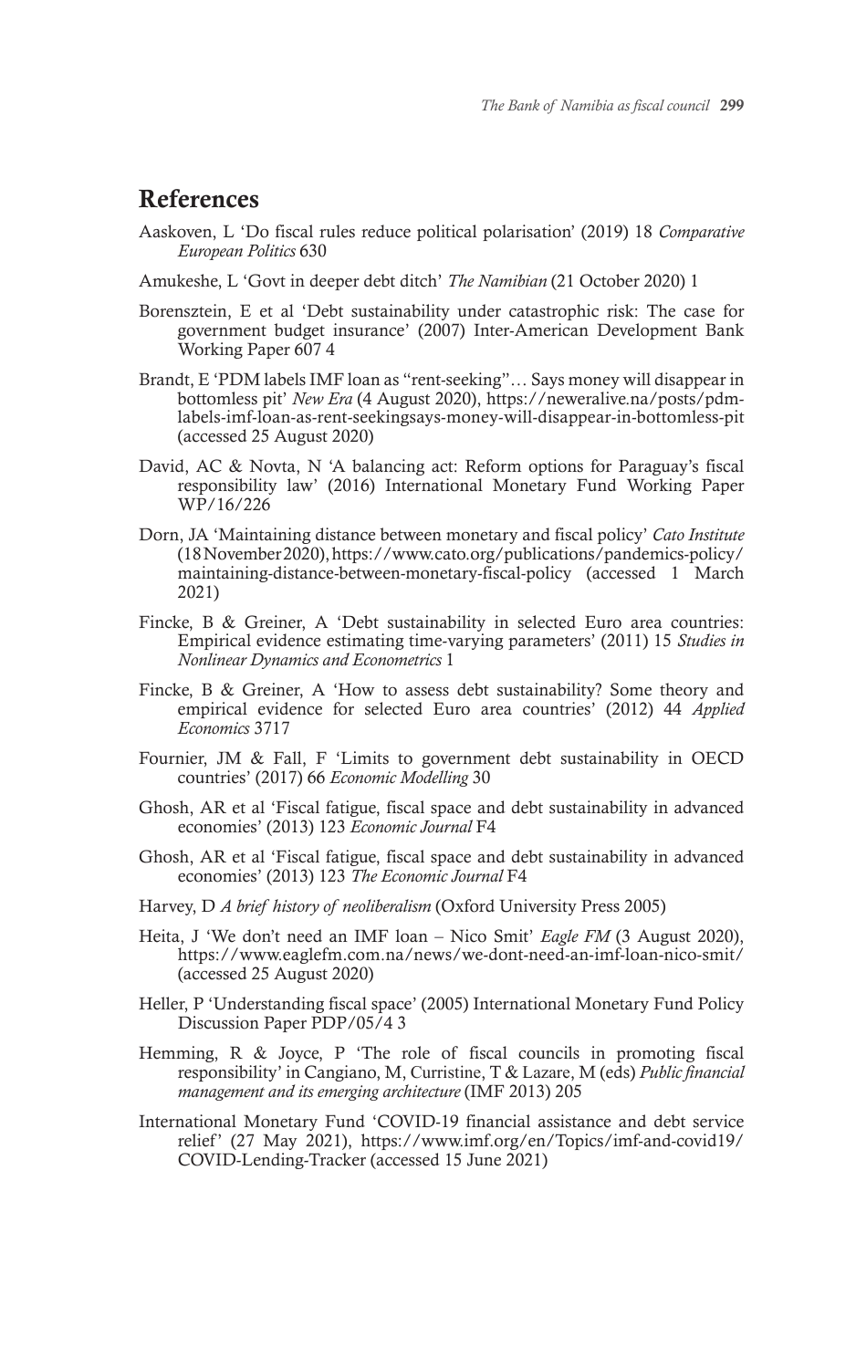## References

Aaskoven, L 'Do fiscal rules reduce political polarisation' (2019) 18 *Comparative European Politics* 630

Amukeshe, L 'Govt in deeper debt ditch' *The Namibian* (21 October 2020) 1

Borensztein, E et al 'Debt sustainability under catastrophic risk: The case for government budget insurance' (2007) Inter-American Development Bank Working Paper 607 4

Brandt, E 'PDM labels IMF loan as "rent-seeking"… Says money will disappear in bottomless pit' *New Era* (4 August 2020), https://neweralive.na/posts/pdm-labels-imf-loan-as-rent-seekingsays-money-will-disappear-in-bottomless-pit (accessed 25 August 2020)

David, AC & Novta, N 'A balancing act: Reform options for Paraguay's fiscal responsibility law' (2016) International Monetary Fund Working Paper WP/16/226

Dorn, JA 'Maintaining distance between monetary and fiscal policy' *Cato Institute* (18 November 2020), https://www.cato.org/publications/pandemics-policy/maintaining-distance-between-monetary-fiscal-policy (accessed 1 March 2021)

Fincke, B & Greiner, A 'Debt sustainability in selected Euro area countries: Empirical evidence estimating time-varying parameters' (2011) 15 *Studies in Nonlinear Dynamics and Econometrics* 1

Fincke, B & Greiner, A 'How to assess debt sustainability? Some theory and empirical evidence for selected Euro area countries' (2012) 44 *Applied Economics* 3717

Fournier, JM & Fall, F 'Limits to government debt sustainability in OECD countries' (2017) 66 *Economic Modelling* 30

Ghosh, AR et al 'Fiscal fatigue, fiscal space and debt sustainability in advanced economies' (2013) 123 *Economic Journal* F4

Ghosh, AR et al 'Fiscal fatigue, fiscal space and debt sustainability in advanced economies' (2013) 123 *The Economic Journal* F4

Harvey, D *A brief history of neoliberalism* (Oxford University Press 2005)

Heita, J 'We don't need an IMF loan – Nico Smit' *Eagle FM* (3 August 2020), https://www.eaglefm.com.na/news/we-dont-need-an-imf-loan-nico-smit/ (accessed 25 August 2020)

Heller, P 'Understanding fiscal space' (2005) International Monetary Fund Policy Discussion Paper PDP/05/4 3

Hemming, R & Joyce, P 'The role of fiscal councils in promoting fiscal responsibility' in Cangiano, M, Curristine, T & Lazare, M (eds) *Public financial management and its emerging architecture* (IMF 2013) 205

International Monetary Fund 'COVID-19 financial assistance and debt service relief' (27 May 2021), https://www.imf.org/en/Topics/imf-and-covid19/COVID-Lending-Tracker (accessed 15 June 2021)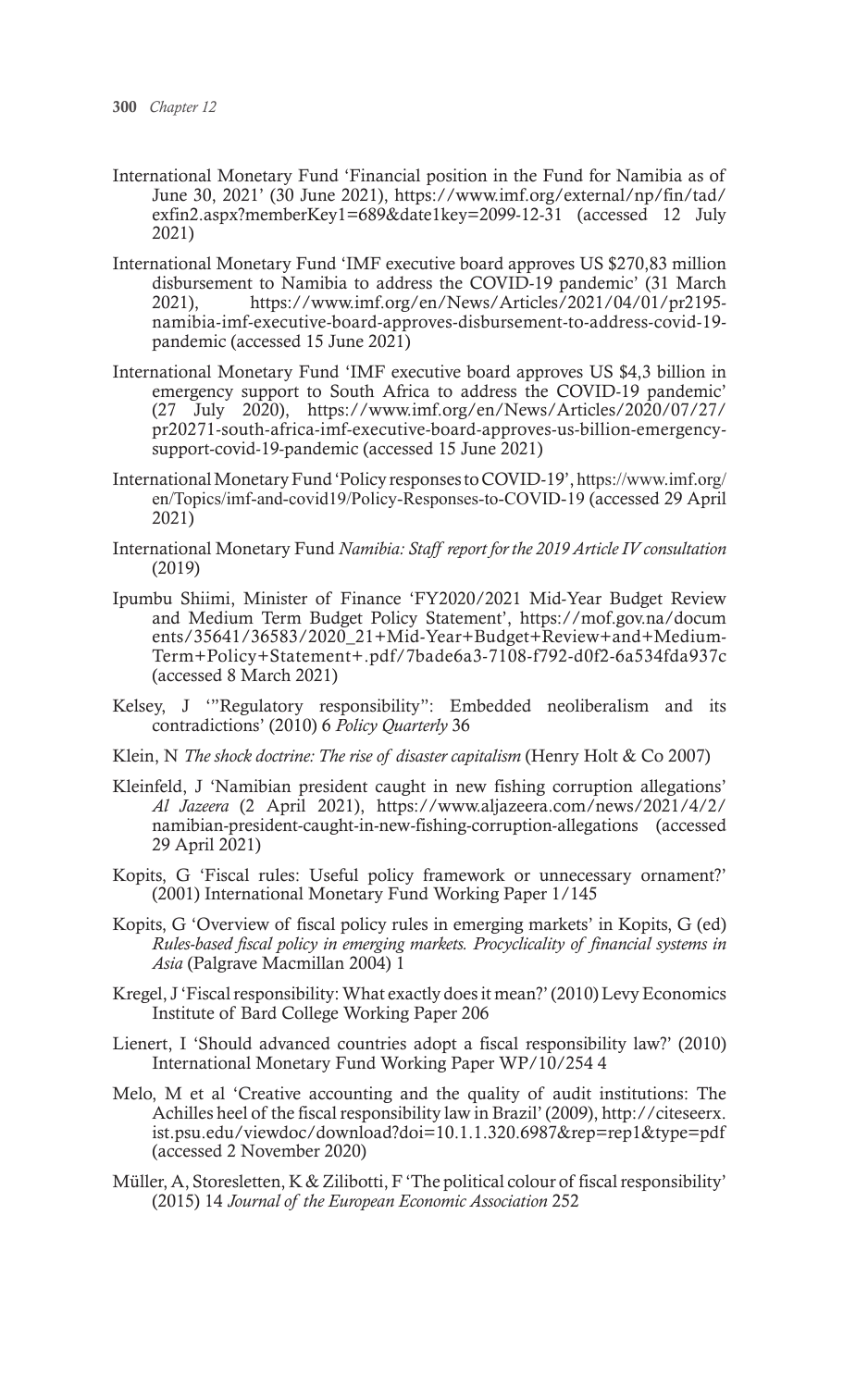International Monetary Fund 'Financial position in the Fund for Namibia as of June 30, 2021' (30 June 2021), https://www.imf.org/external/np/fin/tad/exfin2.aspx?memberKey1=689&date1key=2099-12-31 (accessed 12 July 2021)

International Monetary Fund 'IMF executive board approves US $270,83 million disbursement to Namibia to address the COVID-19 pandemic' (31 March 2021), https://www.imf.org/en/News/Articles/2021/04/01/pr2195-namibia-imf-executive-board-approves-disbursement-to-address-covid-19-pandemic (accessed 15 June 2021)

International Monetary Fund 'IMF executive board approves US $4,3 billion in emergency support to South Africa to address the COVID-19 pandemic' (27 July 2020), https://www.imf.org/en/News/Articles/2020/07/27/pr20271-south-africa-imf-executive-board-approves-us-billion-emergency-support-covid-19-pandemic (accessed 15 June 2021)

International Monetary Fund 'Policy responses to COVID-19', https://www.imf.org/en/Topics/imf-and-covid19/Policy-Responses-to-COVID-19 (accessed 29 April 2021)

International Monetary Fund *Namibia: Staff report for the 2019 Article IV consultation* (2019)

Ipumbu Shiimi, Minister of Finance 'FY2020/2021 Mid-Year Budget Review and Medium Term Budget Policy Statement', https://mof.gov.na/documents/35641/36583/2020_21+Mid-Year+Budget+Review+and+Medium-Term+Policy+Statement+.pdf/7bade6a3-7108-f792-d0f2-6a534fda937c (accessed 8 March 2021)

Kelsey, J '"Regulatory responsibility": Embedded neoliberalism and its contradictions' (2010) 6 *Policy Quarterly* 36

Klein, N *The shock doctrine: The rise of disaster capitalism* (Henry Holt & Co 2007)

Kleinfeld, J 'Namibian president caught in new fishing corruption allegations' *Al Jazeera* (2 April 2021), https://www.aljazeera.com/news/2021/4/2/namibian-president-caught-in-new-fishing-corruption-allegations (accessed 29 April 2021)

Kopits, G 'Fiscal rules: Useful policy framework or unnecessary ornament?' (2001) International Monetary Fund Working Paper 1/145

Kopits, G 'Overview of fiscal policy rules in emerging markets' in Kopits, G (ed) *Rules-based fiscal policy in emerging markets. Procyclicality of financial systems in Asia* (Palgrave Macmillan 2004) 1

Kregel, J 'Fiscal responsibility: What exactly does it mean?' (2010) Levy Economics Institute of Bard College Working Paper 206

Lienert, I 'Should advanced countries adopt a fiscal responsibility law?' (2010) International Monetary Fund Working Paper WP/10/254 4

Melo, M et al 'Creative accounting and the quality of audit institutions: The Achilles heel of the fiscal responsibility law in Brazil' (2009), http://citeseerx.ist.psu.edu/viewdoc/download?doi=10.1.1.320.6987&rep=rep1&type=pdf (accessed 2 November 2020)

Müller, A, Storesletten, K & Zilibotti, F 'The political colour of fiscal responsibility' (2015) 14 *Journal of the European Economic Association* 252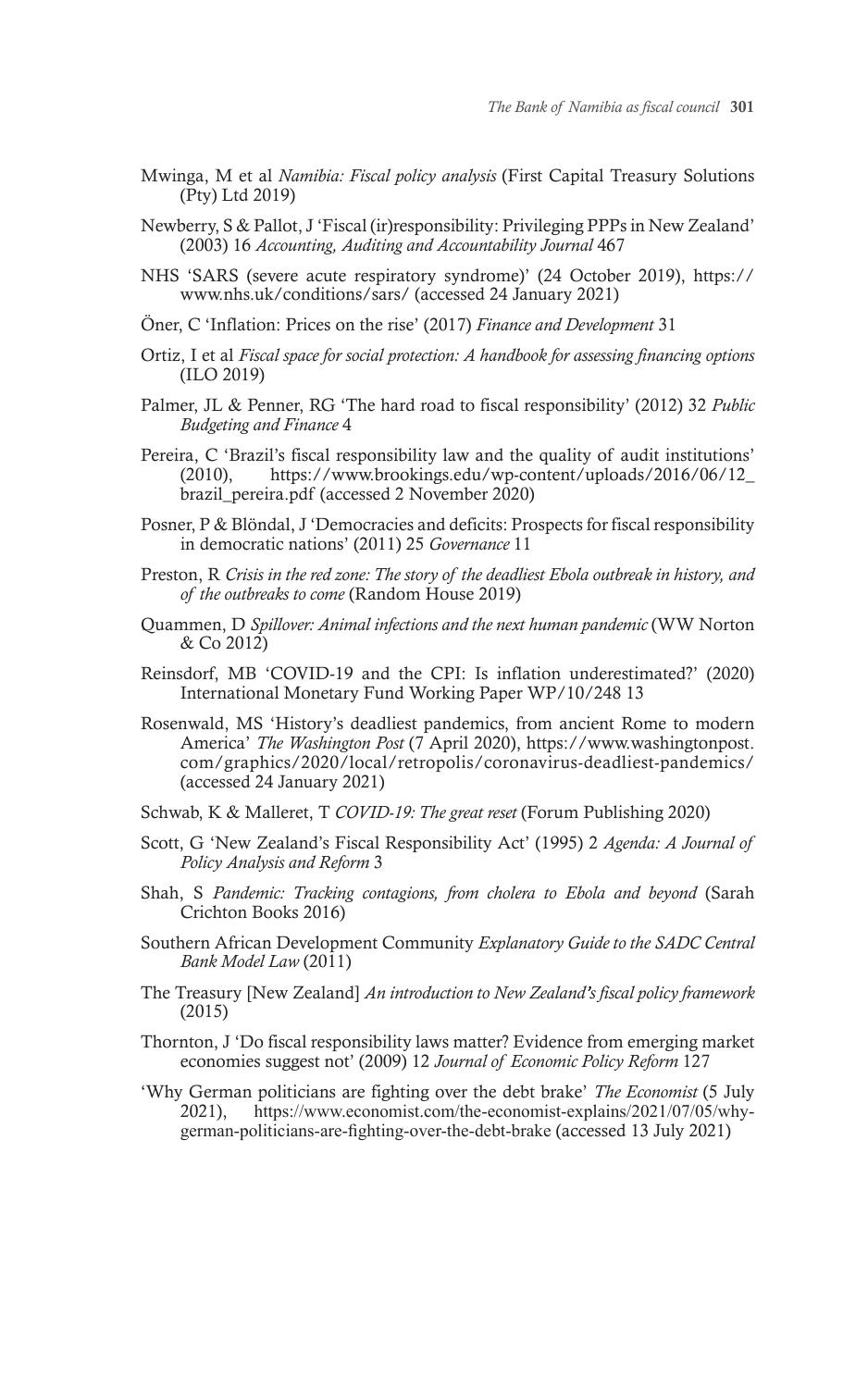Mwinga, M et al *Namibia: Fiscal policy analysis* (First Capital Treasury Solutions (Pty) Ltd 2019)

Newberry, S & Pallot, J 'Fiscal (ir)responsibility: Privileging PPPs in New Zealand' (2003) 16 *Accounting, Auditing and Accountability Journal* 467

NHS 'SARS (severe acute respiratory syndrome)' (24 October 2019), https://www.nhs.uk/conditions/sars/ (accessed 24 January 2021)

Öner, C 'Inflation: Prices on the rise' (2017) *Finance and Development* 31

Ortiz, I et al *Fiscal space for social protection: A handbook for assessing financing options* (ILO 2019)

Palmer, JL & Penner, RG 'The hard road to fiscal responsibility' (2012) 32 *Public Budgeting and Finance* 4

Pereira, C 'Brazil's fiscal responsibility law and the quality of audit institutions' (2010), https://www.brookings.edu/wp-content/uploads/2016/06/12_brazil_pereira.pdf (accessed 2 November 2020)

Posner, P & Blöndal, J 'Democracies and deficits: Prospects for fiscal responsibility in democratic nations' (2011) 25 *Governance* 11

Preston, R *Crisis in the red zone: The story of the deadliest Ebola outbreak in history, and of the outbreaks to come* (Random House 2019)

Quammen, D *Spillover: Animal infections and the next human pandemic* (WW Norton & Co 2012)

Reinsdorf, MB 'COVID-19 and the CPI: Is inflation underestimated?' (2020) International Monetary Fund Working Paper WP/10/248 13

Rosenwald, MS 'History's deadliest pandemics, from ancient Rome to modern America' *The Washington Post* (7 April 2020), https://www.washingtonpost.com/graphics/2020/local/retropolis/coronavirus-deadliest-pandemics/ (accessed 24 January 2021)

Schwab, K & Malleret, T *COVID-19: The great reset* (Forum Publishing 2020)

Scott, G 'New Zealand's Fiscal Responsibility Act' (1995) 2 *Agenda: A Journal of Policy Analysis and Reform* 3

Shah, S *Pandemic: Tracking contagions, from cholera to Ebola and beyond* (Sarah Crichton Books 2016)

Southern African Development Community *Explanatory Guide to the SADC Central Bank Model Law* (2011)

The Treasury [New Zealand] *An introduction to New Zealand's fiscal policy framework* (2015)

Thornton, J 'Do fiscal responsibility laws matter? Evidence from emerging market economies suggest not' (2009) 12 *Journal of Economic Policy Reform* 127

'Why German politicians are fighting over the debt brake' *The Economist* (5 July 2021), https://www.economist.com/the-economist-explains/2021/07/05/why-german-politicians-are-fighting-over-the-debt-brake (accessed 13 July 2021)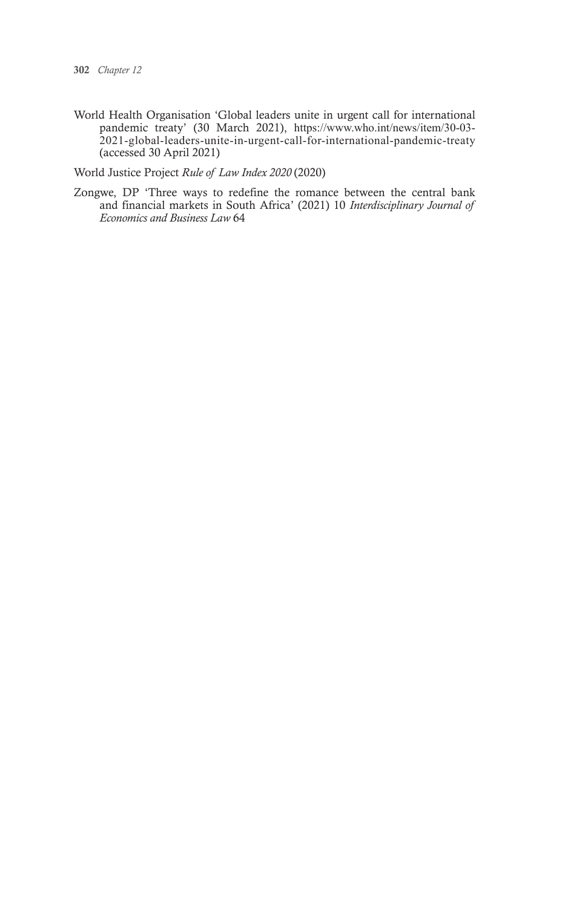World Health Organisation 'Global leaders unite in urgent call for international pandemic treaty' (30 March 2021), https://www.who.int/news/item/30-03-2021-global-leaders-unite-in-urgent-call-for-international-pandemic-treaty (accessed 30 April 2021)

World Justice Project *Rule of Law Index 2020* (2020)

Zongwe, DP 'Three ways to redefine the romance between the central bank and financial markets in South Africa' (2021) 10 *Interdisciplinary Journal of Economics and Business Law* 64